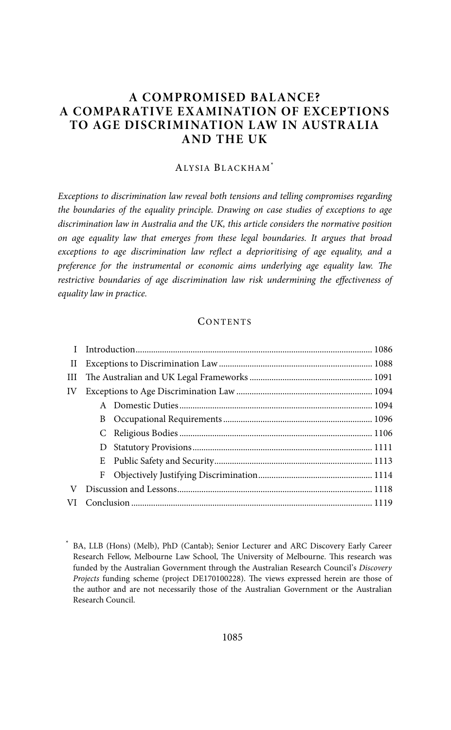# A COMPROMISED BALANCE? A COMPARATIVE EXAMINATION OF EXCEPTIONS TO AGE DISCRIMINATION LAW IN AUSTRALIA AND THE UK

Alysia Blackham[*]

*Exceptions to discrimination law reveal both tensions and telling compromises regarding the boundaries of the equality principle. Drawing on case studies of exceptions to age discrimination law in Australia and the UK, this article considers the normative position on age equality law that emerges from these legal boundaries. It argues that broad exceptions to age discrimination law reflect a deprioritising of age equality, and a preference for the instrumental or economic aims underlying age equality law. The restrictive boundaries of age discrimination law risk undermining the effectiveness of equality law in practice.*

## Contents

- I Introduction ... 1086
- II Exceptions to Discrimination Law ... 1088
- III The Australian and UK Legal Frameworks ... 1091
- IV Exceptions to Age Discrimination Law ... 1094
  - A Domestic Duties ... 1094
  - B Occupational Requirements ... 1096
  - C Religious Bodies ... 1106
  - D Statutory Provisions ... 1111
  - E Public Safety and Security ... 1113
  - F Objectively Justifying Discrimination ... 1114
- V Discussion and Lessons ... 1118
- VI Conclusion ... 1119

[*] BA, LLB (Hons) (Melb), PhD (Cantab); Senior Lecturer and ARC Discovery Early Career Research Fellow, Melbourne Law School, The University of Melbourne. This research was funded by the Australian Government through the Australian Research Council's *Discovery Projects* funding scheme (project DE170100228). The views expressed herein are those of the author and are not necessarily those of the Australian Government or the Australian Research Council.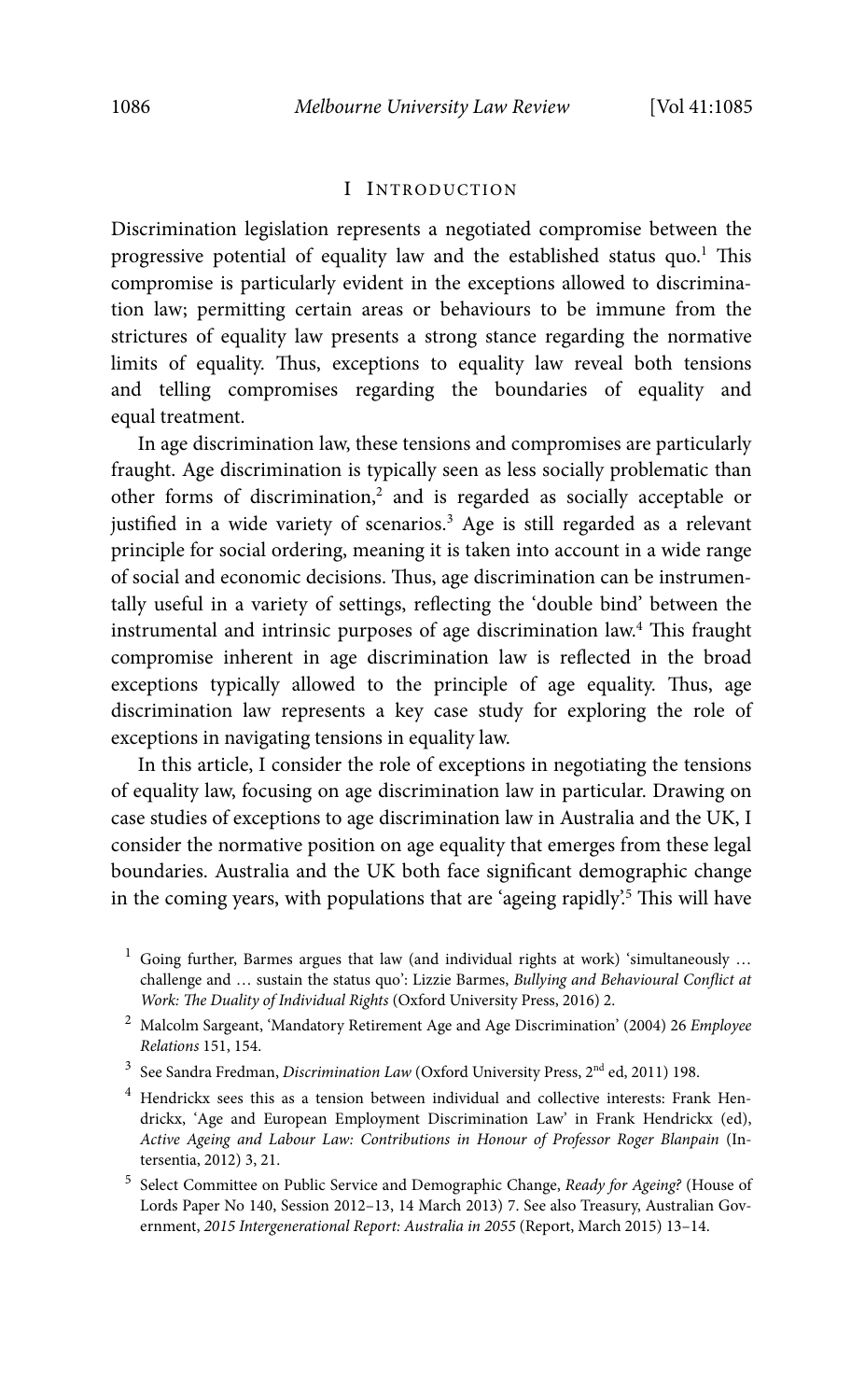# I Introduction

Discrimination legislation represents a negotiated compromise between the progressive potential of equality law and the established status quo.[1] This compromise is particularly evident in the exceptions allowed to discrimination law; permitting certain areas or behaviours to be immune from the strictures of equality law presents a strong stance regarding the normative limits of equality. Thus, exceptions to equality law reveal both tensions and telling compromises regarding the boundaries of equality and equal treatment.

In age discrimination law, these tensions and compromises are particularly fraught. Age discrimination is typically seen as less socially problematic than other forms of discrimination,[2] and is regarded as socially acceptable or justified in a wide variety of scenarios.[3] Age is still regarded as a relevant principle for social ordering, meaning it is taken into account in a wide range of social and economic decisions. Thus, age discrimination can be instrumentally useful in a variety of settings, reflecting the 'double bind' between the instrumental and intrinsic purposes of age discrimination law.[4] This fraught compromise inherent in age discrimination law is reflected in the broad exceptions typically allowed to the principle of age equality. Thus, age discrimination law represents a key case study for exploring the role of exceptions in navigating tensions in equality law.

In this article, I consider the role of exceptions in negotiating the tensions of equality law, focusing on age discrimination law in particular. Drawing on case studies of exceptions to age discrimination law in Australia and the UK, I consider the normative position on age equality that emerges from these legal boundaries. Australia and the UK both face significant demographic change in the coming years, with populations that are 'ageing rapidly'.[5] This will have

---

[1] Going further, Barmes argues that law (and individual rights at work) 'simultaneously … challenge and … sustain the status quo': Lizzie Barmes, *Bullying and Behavioural Conflict at Work: The Duality of Individual Rights* (Oxford University Press, 2016) 2.

[2] Malcolm Sargeant, 'Mandatory Retirement Age and Age Discrimination' (2004) 26 *Employee Relations* 151, 154.

[3] See Sandra Fredman, *Discrimination Law* (Oxford University Press, 2nd ed, 2011) 198.

[4] Hendrickx sees this as a tension between individual and collective interests: Frank Hendrickx, 'Age and European Employment Discrimination Law' in Frank Hendrickx (ed), *Active Ageing and Labour Law: Contributions in Honour of Professor Roger Blanpain* (Intersentia, 2012) 3, 21.

[5] Select Committee on Public Service and Demographic Change, *Ready for Ageing?* (House of Lords Paper No 140, Session 2012–13, 14 March 2013) 7. See also Treasury, Australian Government, *2015 Intergenerational Report: Australia in 2055* (Report, March 2015) 13–14.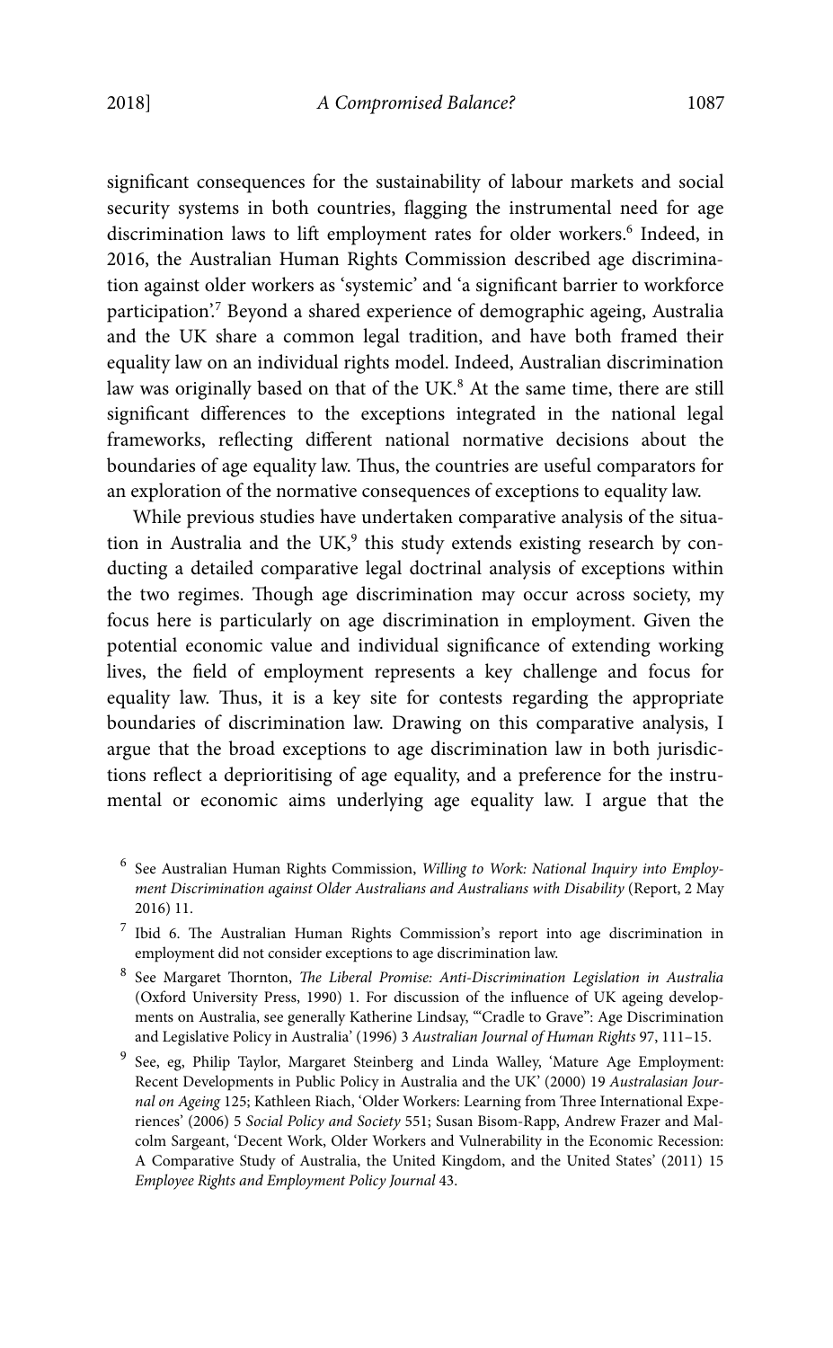significant consequences for the sustainability of labour markets and social security systems in both countries, flagging the instrumental need for age discrimination laws to lift employment rates for older workers.[6] Indeed, in 2016, the Australian Human Rights Commission described age discrimination against older workers as 'systemic' and 'a significant barrier to workforce participation'.[7] Beyond a shared experience of demographic ageing, Australia and the UK share a common legal tradition, and have both framed their equality law on an individual rights model. Indeed, Australian discrimination law was originally based on that of the UK.[8] At the same time, there are still significant differences to the exceptions integrated in the national legal frameworks, reflecting different national normative decisions about the boundaries of age equality law. Thus, the countries are useful comparators for an exploration of the normative consequences of exceptions to equality law.

While previous studies have undertaken comparative analysis of the situation in Australia and the UK,[9] this study extends existing research by conducting a detailed comparative legal doctrinal analysis of exceptions within the two regimes. Though age discrimination may occur across society, my focus here is particularly on age discrimination in employment. Given the potential economic value and individual significance of extending working lives, the field of employment represents a key challenge and focus for equality law. Thus, it is a key site for contests regarding the appropriate boundaries of discrimination law. Drawing on this comparative analysis, I argue that the broad exceptions to age discrimination law in both jurisdictions reflect a deprioritising of age equality, and a preference for the instrumental or economic aims underlying age equality law. I argue that the

---

[6] See Australian Human Rights Commission, *Willing to Work: National Inquiry into Employment Discrimination against Older Australians and Australians with Disability* (Report, 2 May 2016) 11.

[7] Ibid 6. The Australian Human Rights Commission's report into age discrimination in employment did not consider exceptions to age discrimination law.

[8] See Margaret Thornton, *The Liberal Promise: Anti-Discrimination Legislation in Australia* (Oxford University Press, 1990) 1. For discussion of the influence of UK ageing developments on Australia, see generally Katherine Lindsay, '"Cradle to Grave": Age Discrimination and Legislative Policy in Australia' (1996) 3 *Australian Journal of Human Rights* 97, 111–15.

[9] See, eg, Philip Taylor, Margaret Steinberg and Linda Walley, 'Mature Age Employment: Recent Developments in Public Policy in Australia and the UK' (2000) 19 *Australasian Journal on Ageing* 125; Kathleen Riach, 'Older Workers: Learning from Three International Experiences' (2006) 5 *Social Policy and Society* 551; Susan Bisom-Rapp, Andrew Frazer and Malcolm Sargeant, 'Decent Work, Older Workers and Vulnerability in the Economic Recession: A Comparative Study of Australia, the United Kingdom, and the United States' (2011) 15 *Employee Rights and Employment Policy Journal* 43.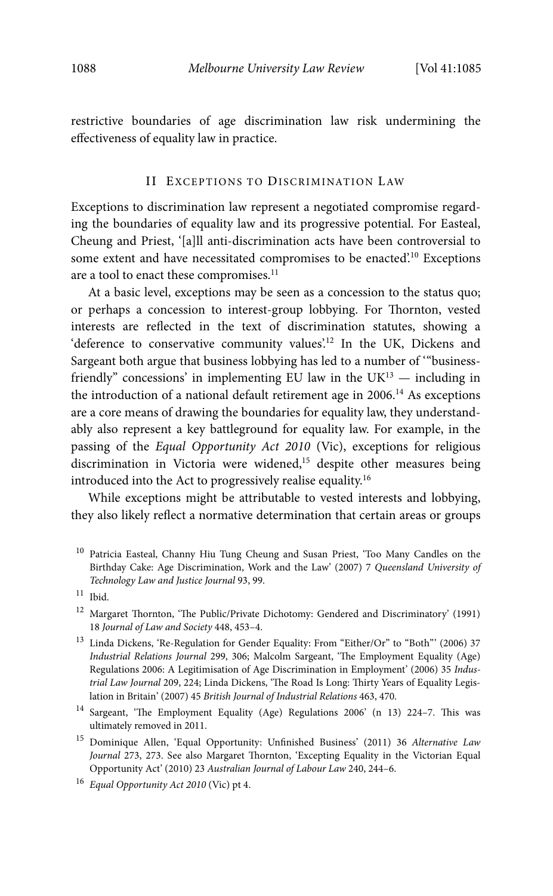restrictive boundaries of age discrimination law risk undermining the effectiveness of equality law in practice.

## II Exceptions to Discrimination Law

Exceptions to discrimination law represent a negotiated compromise regarding the boundaries of equality law and its progressive potential. For Easteal, Cheung and Priest, '[a]ll anti-discrimination acts have been controversial to some extent and have necessitated compromises to be enacted'.[10] Exceptions are a tool to enact these compromises.[11]

At a basic level, exceptions may be seen as a concession to the status quo; or perhaps a concession to interest-group lobbying. For Thornton, vested interests are reflected in the text of discrimination statutes, showing a 'deference to conservative community values'.[12] In the UK, Dickens and Sargeant both argue that business lobbying has led to a number of '"business-friendly" concessions' in implementing EU law in the UK[13] — including in the introduction of a national default retirement age in 2006.[14] As exceptions are a core means of drawing the boundaries for equality law, they understandably also represent a key battleground for equality law. For example, in the passing of the *Equal Opportunity Act 2010* (Vic), exceptions for religious discrimination in Victoria were widened,[15] despite other measures being introduced into the Act to progressively realise equality.[16]

While exceptions might be attributable to vested interests and lobbying, they also likely reflect a normative determination that certain areas or groups

---

[10] Patricia Easteal, Channy Hiu Tung Cheung and Susan Priest, 'Too Many Candles on the Birthday Cake: Age Discrimination, Work and the Law' (2007) 7 *Queensland University of Technology Law and Justice Journal* 93, 99.

[11] Ibid.

[12] Margaret Thornton, 'The Public/Private Dichotomy: Gendered and Discriminatory' (1991) 18 *Journal of Law and Society* 448, 453–4.

[13] Linda Dickens, 'Re-Regulation for Gender Equality: From "Either/Or" to "Both"' (2006) 37 *Industrial Relations Journal* 299, 306; Malcolm Sargeant, 'The Employment Equality (Age) Regulations 2006: A Legitimisation of Age Discrimination in Employment' (2006) 35 *Industrial Law Journal* 209, 224; Linda Dickens, 'The Road Is Long: Thirty Years of Equality Legislation in Britain' (2007) 45 *British Journal of Industrial Relations* 463, 470.

[14] Sargeant, 'The Employment Equality (Age) Regulations 2006' (n 13) 224–7. This was ultimately removed in 2011.

[15] Dominique Allen, 'Equal Opportunity: Unfinished Business' (2011) 36 *Alternative Law Journal* 273, 273. See also Margaret Thornton, 'Excepting Equality in the Victorian Equal Opportunity Act' (2010) 23 *Australian Journal of Labour Law* 240, 244–6.

[16] *Equal Opportunity Act 2010* (Vic) pt 4.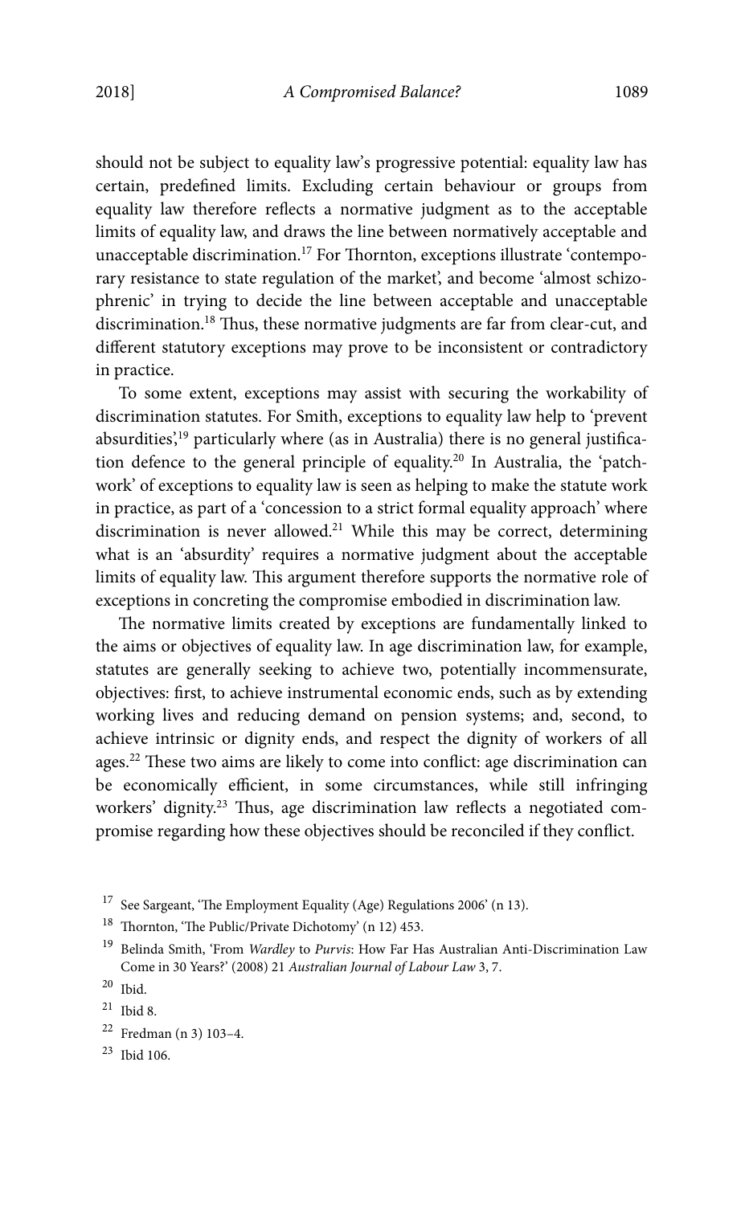should not be subject to equality law's progressive potential: equality law has certain, predefined limits. Excluding certain behaviour or groups from equality law therefore reflects a normative judgment as to the acceptable limits of equality law, and draws the line between normatively acceptable and unacceptable discrimination.[17] For Thornton, exceptions illustrate 'contemporary resistance to state regulation of the market', and become 'almost schizophrenic' in trying to decide the line between acceptable and unacceptable discrimination.[18] Thus, these normative judgments are far from clear-cut, and different statutory exceptions may prove to be inconsistent or contradictory in practice.

To some extent, exceptions may assist with securing the workability of discrimination statutes. For Smith, exceptions to equality law help to 'prevent absurdities',[19] particularly where (as in Australia) there is no general justification defence to the general principle of equality.[20] In Australia, the 'patchwork' of exceptions to equality law is seen as helping to make the statute work in practice, as part of a 'concession to a strict formal equality approach' where discrimination is never allowed.[21] While this may be correct, determining what is an 'absurdity' requires a normative judgment about the acceptable limits of equality law. This argument therefore supports the normative role of exceptions in concreting the compromise embodied in discrimination law.

The normative limits created by exceptions are fundamentally linked to the aims or objectives of equality law. In age discrimination law, for example, statutes are generally seeking to achieve two, potentially incommensurate, objectives: first, to achieve instrumental economic ends, such as by extending working lives and reducing demand on pension systems; and, second, to achieve intrinsic or dignity ends, and respect the dignity of workers of all ages.[22] These two aims are likely to come into conflict: age discrimination can be economically efficient, in some circumstances, while still infringing workers' dignity.[23] Thus, age discrimination law reflects a negotiated compromise regarding how these objectives should be reconciled if they conflict.

---

[17] See Sargeant, 'The Employment Equality (Age) Regulations 2006' (n 13).

[18] Thornton, 'The Public/Private Dichotomy' (n 12) 453.

[19] Belinda Smith, 'From *Wardley* to *Purvis*: How Far Has Australian Anti-Discrimination Law Come in 30 Years?' (2008) 21 *Australian Journal of Labour Law* 3, 7.

[20] Ibid.

[21] Ibid 8.

[22] Fredman (n 3) 103–4.

[23] Ibid 106.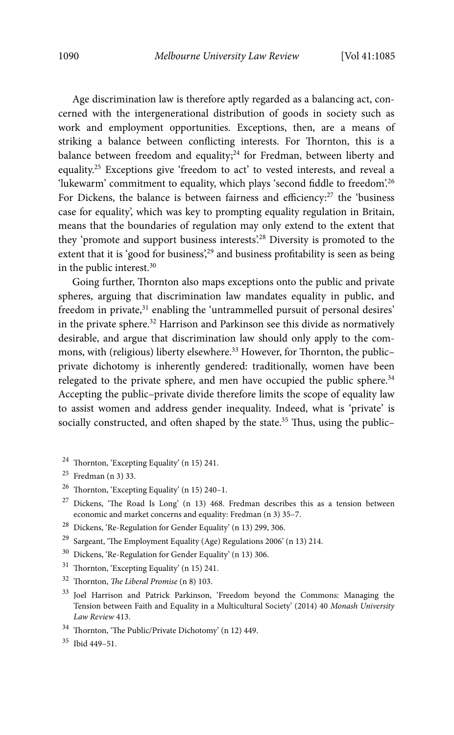Age discrimination law is therefore aptly regarded as a balancing act, concerned with the intergenerational distribution of goods in society such as work and employment opportunities. Exceptions, then, are a means of striking a balance between conflicting interests. For Thornton, this is a balance between freedom and equality;[24] for Fredman, between liberty and equality.[25] Exceptions give 'freedom to act' to vested interests, and reveal a 'lukewarm' commitment to equality, which plays 'second fiddle to freedom'.[26] For Dickens, the balance is between fairness and efficiency:[27] the 'business case for equality', which was key to prompting equality regulation in Britain, means that the boundaries of regulation may only extend to the extent that they 'promote and support business interests'.[28] Diversity is promoted to the extent that it is 'good for business',[29] and business profitability is seen as being in the public interest.[30]

Going further, Thornton also maps exceptions onto the public and private spheres, arguing that discrimination law mandates equality in public, and freedom in private,[31] enabling the 'untrammelled pursuit of personal desires' in the private sphere.[32] Harrison and Parkinson see this divide as normatively desirable, and argue that discrimination law should only apply to the commons, with (religious) liberty elsewhere.[33] However, for Thornton, the public–private dichotomy is inherently gendered: traditionally, women have been relegated to the private sphere, and men have occupied the public sphere.[34] Accepting the public–private divide therefore limits the scope of equality law to assist women and address gender inequality. Indeed, what is 'private' is socially constructed, and often shaped by the state.[35] Thus, using the public–

---

[24] Thornton, 'Excepting Equality' (n 15) 241.

[25] Fredman (n 3) 33.

[26] Thornton, 'Excepting Equality' (n 15) 240–1.

[27] Dickens, 'The Road Is Long' (n 13) 468. Fredman describes this as a tension between economic and market concerns and equality: Fredman (n 3) 35–7.

[28] Dickens, 'Re-Regulation for Gender Equality' (n 13) 299, 306.

[29] Sargeant, 'The Employment Equality (Age) Regulations 2006' (n 13) 214.

[30] Dickens, 'Re-Regulation for Gender Equality' (n 13) 306.

[31] Thornton, 'Excepting Equality' (n 15) 241.

[32] Thornton, *The Liberal Promise* (n 8) 103.

[33] Joel Harrison and Patrick Parkinson, 'Freedom beyond the Commons: Managing the Tension between Faith and Equality in a Multicultural Society' (2014) 40 *Monash University Law Review* 413.

[34] Thornton, 'The Public/Private Dichotomy' (n 12) 449.

[35] Ibid 449–51.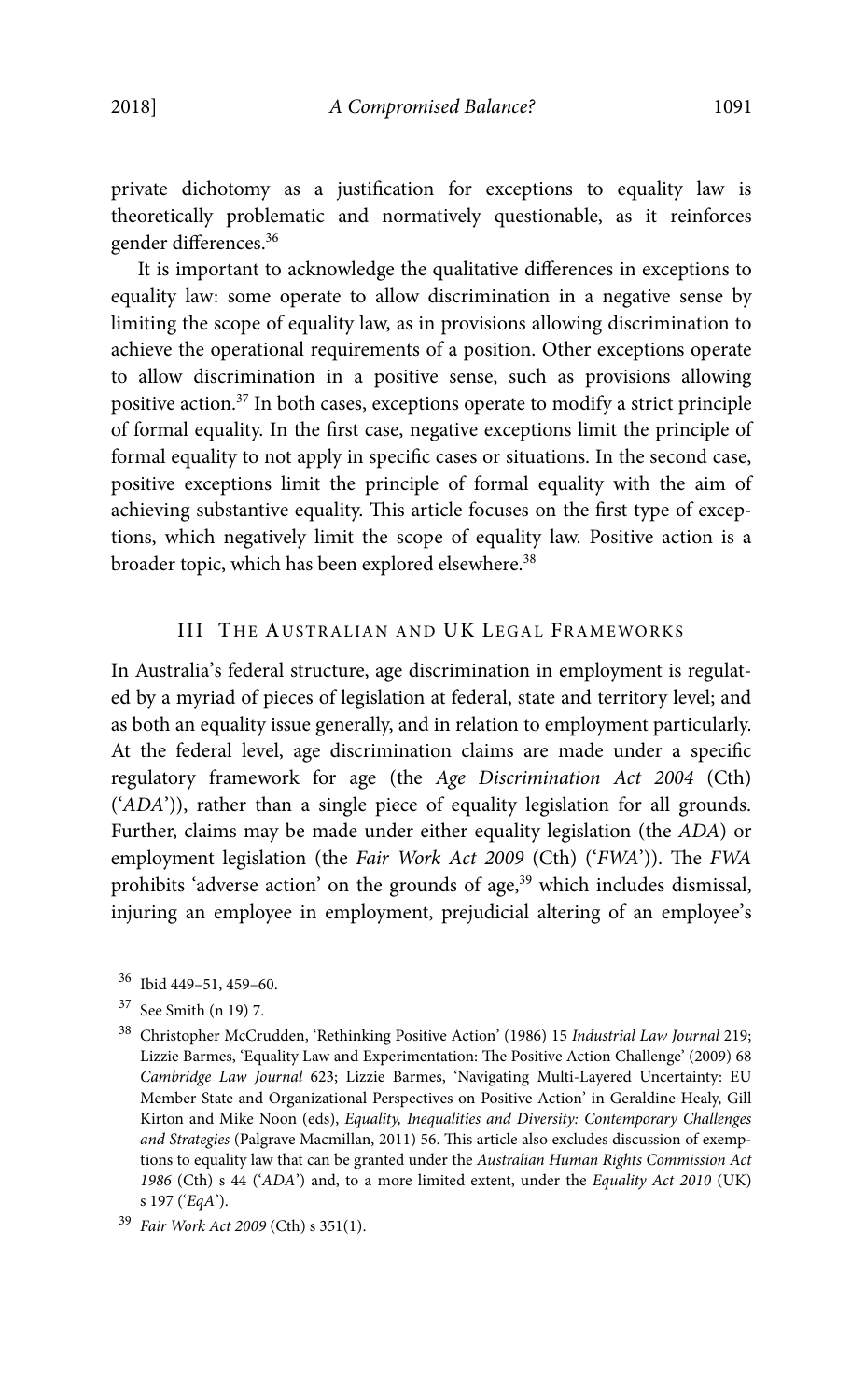private dichotomy as a justification for exceptions to equality law is theoretically problematic and normatively questionable, as it reinforces gender differences.[36]

It is important to acknowledge the qualitative differences in exceptions to equality law: some operate to allow discrimination in a negative sense by limiting the scope of equality law, as in provisions allowing discrimination to achieve the operational requirements of a position. Other exceptions operate to allow discrimination in a positive sense, such as provisions allowing positive action.[37] In both cases, exceptions operate to modify a strict principle of formal equality. In the first case, negative exceptions limit the principle of formal equality to not apply in specific cases or situations. In the second case, positive exceptions limit the principle of formal equality with the aim of achieving substantive equality. This article focuses on the first type of exceptions, which negatively limit the scope of equality law. Positive action is a broader topic, which has been explored elsewhere.[38]

## III The Australian and UK Legal Frameworks

In Australia's federal structure, age discrimination in employment is regulated by a myriad of pieces of legislation at federal, state and territory level; and as both an equality issue generally, and in relation to employment particularly. At the federal level, age discrimination claims are made under a specific regulatory framework for age (the *Age Discrimination Act 2004* (Cth) ('*ADA*')), rather than a single piece of equality legislation for all grounds. Further, claims may be made under either equality legislation (the *ADA*) or employment legislation (the *Fair Work Act 2009* (Cth) ('*FWA*')). The *FWA* prohibits 'adverse action' on the grounds of age,[39] which includes dismissal, injuring an employee in employment, prejudicial altering of an employee's

---

[36] Ibid 449–51, 459–60.

[37] See Smith (n 19) 7.

[38] Christopher McCrudden, 'Rethinking Positive Action' (1986) 15 *Industrial Law Journal* 219; Lizzie Barmes, 'Equality Law and Experimentation: The Positive Action Challenge' (2009) 68 *Cambridge Law Journal* 623; Lizzie Barmes, 'Navigating Multi-Layered Uncertainty: EU Member State and Organizational Perspectives on Positive Action' in Geraldine Healy, Gill Kirton and Mike Noon (eds), *Equality, Inequalities and Diversity: Contemporary Challenges and Strategies* (Palgrave Macmillan, 2011) 56. This article also excludes discussion of exemptions to equality law that can be granted under the *Australian Human Rights Commission Act 1986* (Cth) s 44 ('*ADA*') and, to a more limited extent, under the *Equality Act 2010* (UK) s 197 ('*EqA*').

[39] *Fair Work Act 2009* (Cth) s 351(1).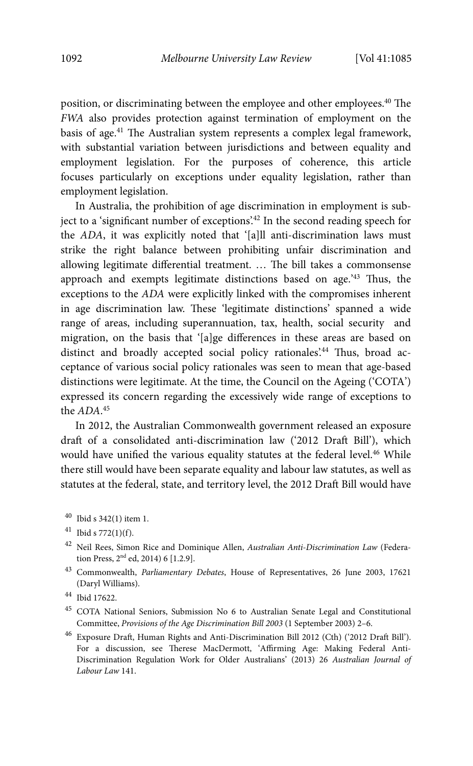position, or discriminating between the employee and other employees.[40] The *FWA* also provides protection against termination of employment on the basis of age.[41] The Australian system represents a complex legal framework, with substantial variation between jurisdictions and between equality and employment legislation. For the purposes of coherence, this article focuses particularly on exceptions under equality legislation, rather than employment legislation.

In Australia, the prohibition of age discrimination in employment is subject to a 'significant number of exceptions'.[42] In the second reading speech for the *ADA*, it was explicitly noted that '[a]ll anti-discrimination laws must strike the right balance between prohibiting unfair discrimination and allowing legitimate differential treatment. … The bill takes a commonsense approach and exempts legitimate distinctions based on age.'[43] Thus, the exceptions to the *ADA* were explicitly linked with the compromises inherent in age discrimination law. These 'legitimate distinctions' spanned a wide range of areas, including superannuation, tax, health, social security and migration, on the basis that '[a]ge differences in these areas are based on distinct and broadly accepted social policy rationales'.[44] Thus, broad acceptance of various social policy rationales was seen to mean that age-based distinctions were legitimate. At the time, the Council on the Ageing ('COTA') expressed its concern regarding the excessively wide range of exceptions to the *ADA*.[45]

In 2012, the Australian Commonwealth government released an exposure draft of a consolidated anti-discrimination law ('2012 Draft Bill'), which would have unified the various equality statutes at the federal level.[46] While there still would have been separate equality and labour law statutes, as well as statutes at the federal, state, and territory level, the 2012 Draft Bill would have

---

[40] Ibid s 342(1) item 1.

[41] Ibid s 772(1)(f).

[42] Neil Rees, Simon Rice and Dominique Allen, *Australian Anti-Discrimination Law* (Federation Press, 2nd ed, 2014) 6 [1.2.9].

[43] Commonwealth, *Parliamentary Debates*, House of Representatives, 26 June 2003, 17621 (Daryl Williams).

[44] Ibid 17622.

[45] COTA National Seniors, Submission No 6 to Australian Senate Legal and Constitutional Committee, *Provisions of the Age Discrimination Bill 2003* (1 September 2003) 2–6.

[46] Exposure Draft, Human Rights and Anti-Discrimination Bill 2012 (Cth) ('2012 Draft Bill'). For a discussion, see Therese MacDermott, 'Affirming Age: Making Federal Anti-Discrimination Regulation Work for Older Australians' (2013) 26 *Australian Journal of Labour Law* 141.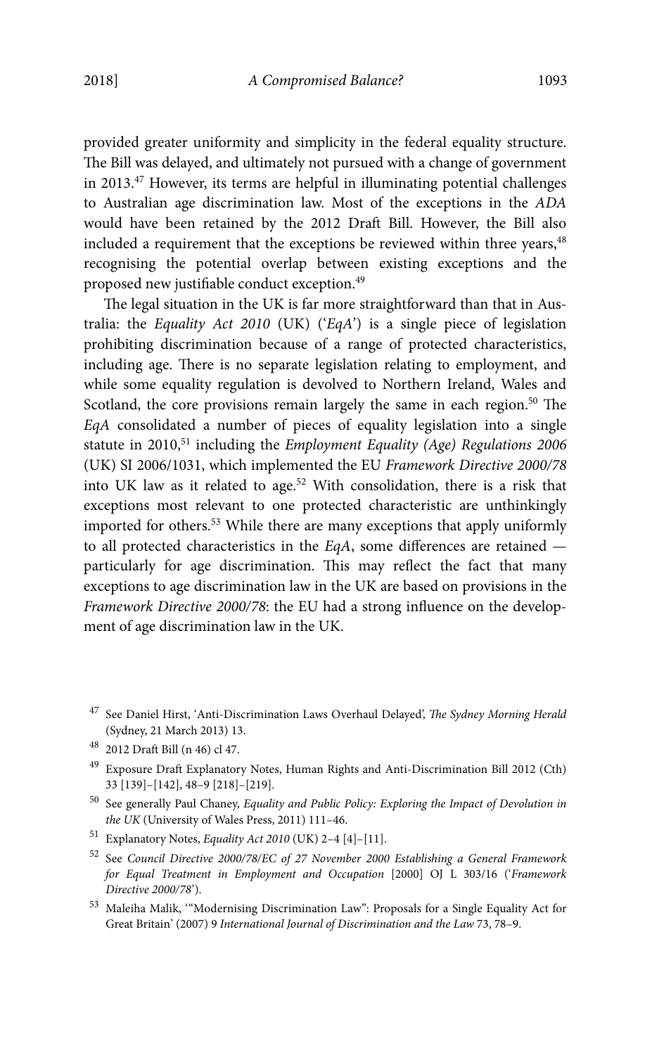provided greater uniformity and simplicity in the federal equality structure. The Bill was delayed, and ultimately not pursued with a change of government in 2013.[47] However, its terms are helpful in illuminating potential challenges to Australian age discrimination law. Most of the exceptions in the *ADA* would have been retained by the 2012 Draft Bill. However, the Bill also included a requirement that the exceptions be reviewed within three years,[48] recognising the potential overlap between existing exceptions and the proposed new justifiable conduct exception.[49]

The legal situation in the UK is far more straightforward than that in Australia: the *Equality Act 2010* (UK) ('*EqA*') is a single piece of legislation prohibiting discrimination because of a range of protected characteristics, including age. There is no separate legislation relating to employment, and while some equality regulation is devolved to Northern Ireland, Wales and Scotland, the core provisions remain largely the same in each region.[50] The *EqA* consolidated a number of pieces of equality legislation into a single statute in 2010,[51] including the *Employment Equality (Age) Regulations 2006* (UK) SI 2006/1031, which implemented the EU *Framework Directive 2000/78* into UK law as it related to age.[52] With consolidation, there is a risk that exceptions most relevant to one protected characteristic are unthinkingly imported for others.[53] While there are many exceptions that apply uniformly to all protected characteristics in the *EqA*, some differences are retained — particularly for age discrimination. This may reflect the fact that many exceptions to age discrimination law in the UK are based on provisions in the *Framework Directive 2000/78*: the EU had a strong influence on the development of age discrimination law in the UK.

---

[47] See Daniel Hirst, 'Anti-Discrimination Laws Overhaul Delayed', *The Sydney Morning Herald* (Sydney, 21 March 2013) 13.

[48] 2012 Draft Bill (n 46) cl 47.

[49] Exposure Draft Explanatory Notes, Human Rights and Anti-Discrimination Bill 2012 (Cth) 33 [139]–[142], 48–9 [218]–[219].

[50] See generally Paul Chaney, *Equality and Public Policy: Exploring the Impact of Devolution in the UK* (University of Wales Press, 2011) 111–46.

[51] Explanatory Notes, *Equality Act 2010* (UK) 2–4 [4]–[11].

[52] See *Council Directive 2000/78/EC of 27 November 2000 Establishing a General Framework for Equal Treatment in Employment and Occupation* [2000] OJ L 303/16 ('*Framework Directive 2000/78*').

[53] Maleiha Malik, '"Modernising Discrimination Law": Proposals for a Single Equality Act for Great Britain' (2007) 9 *International Journal of Discrimination and the Law* 73, 78–9.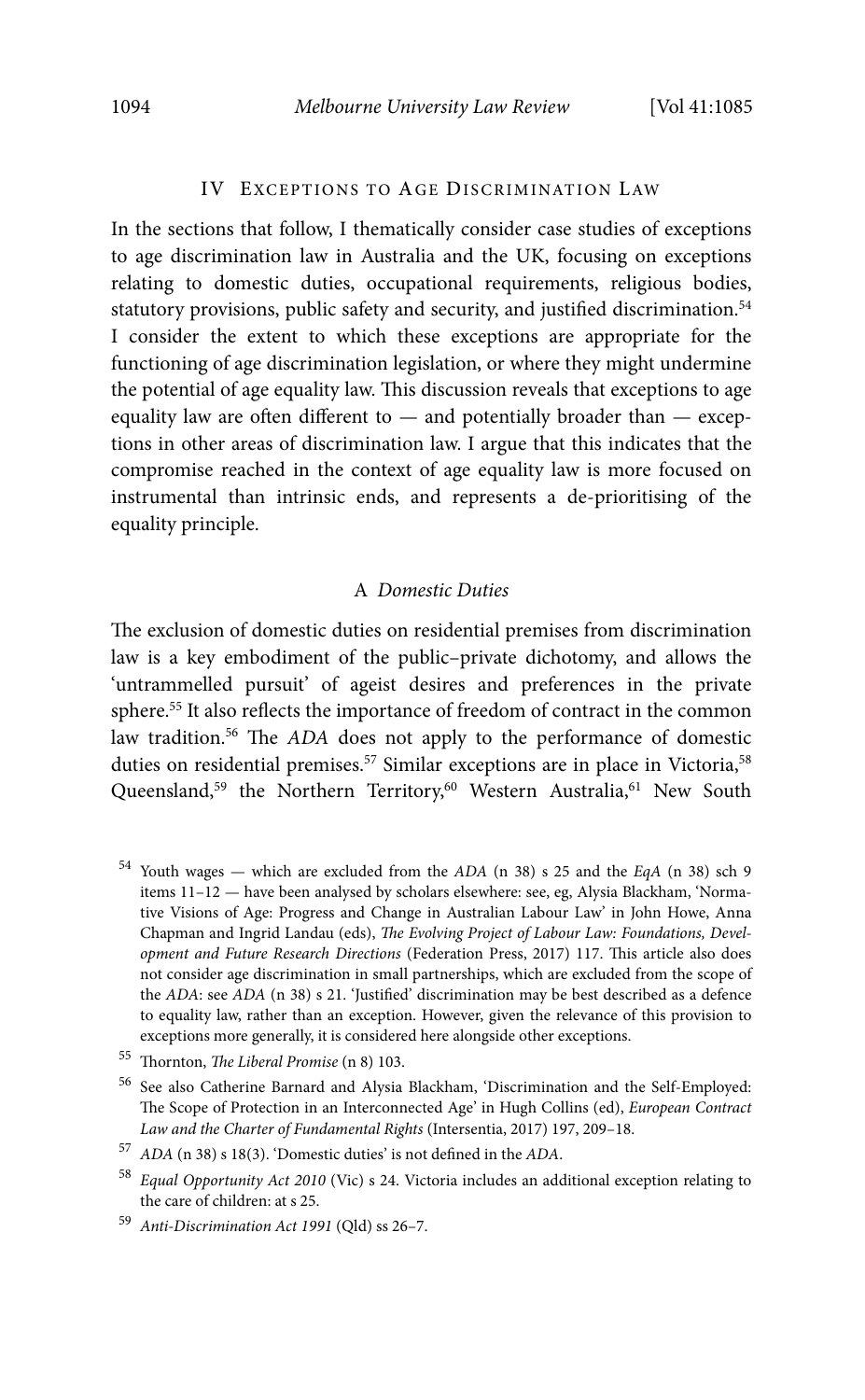## IV Exceptions to Age Discrimination Law

In the sections that follow, I thematically consider case studies of exceptions to age discrimination law in Australia and the UK, focusing on exceptions relating to domestic duties, occupational requirements, religious bodies, statutory provisions, public safety and security, and justified discrimination.[54] I consider the extent to which these exceptions are appropriate for the functioning of age discrimination legislation, or where they might undermine the potential of age equality law. This discussion reveals that exceptions to age equality law are often different to — and potentially broader than — exceptions in other areas of discrimination law. I argue that this indicates that the compromise reached in the context of age equality law is more focused on instrumental than intrinsic ends, and represents a de-prioritising of the equality principle.

### A *Domestic Duties*

The exclusion of domestic duties on residential premises from discrimination law is a key embodiment of the public–private dichotomy, and allows the 'untrammelled pursuit' of ageist desires and preferences in the private sphere.[55] It also reflects the importance of freedom of contract in the common law tradition.[56] The *ADA* does not apply to the performance of domestic duties on residential premises.[57] Similar exceptions are in place in Victoria,[58] Queensland,[59] the Northern Territory,[60] Western Australia,[61] New South

---

[54] Youth wages — which are excluded from the *ADA* (n 38) s 25 and the *EqA* (n 38) sch 9 items 11–12 — have been analysed by scholars elsewhere: see, eg, Alysia Blackham, 'Normative Visions of Age: Progress and Change in Australian Labour Law' in John Howe, Anna Chapman and Ingrid Landau (eds), *The Evolving Project of Labour Law: Foundations, Development and Future Research Directions* (Federation Press, 2017) 117. This article also does not consider age discrimination in small partnerships, which are excluded from the scope of the *ADA*: see *ADA* (n 38) s 21. 'Justified' discrimination may be best described as a defence to equality law, rather than an exception. However, given the relevance of this provision to exceptions more generally, it is considered here alongside other exceptions.

[55] Thornton, *The Liberal Promise* (n 8) 103.

[56] See also Catherine Barnard and Alysia Blackham, 'Discrimination and the Self-Employed: The Scope of Protection in an Interconnected Age' in Hugh Collins (ed), *European Contract Law and the Charter of Fundamental Rights* (Intersentia, 2017) 197, 209–18.

[57] *ADA* (n 38) s 18(3). 'Domestic duties' is not defined in the *ADA*.

[58] *Equal Opportunity Act 2010* (Vic) s 24. Victoria includes an additional exception relating to the care of children: at s 25.

[59] *Anti-Discrimination Act 1991* (Qld) ss 26–7.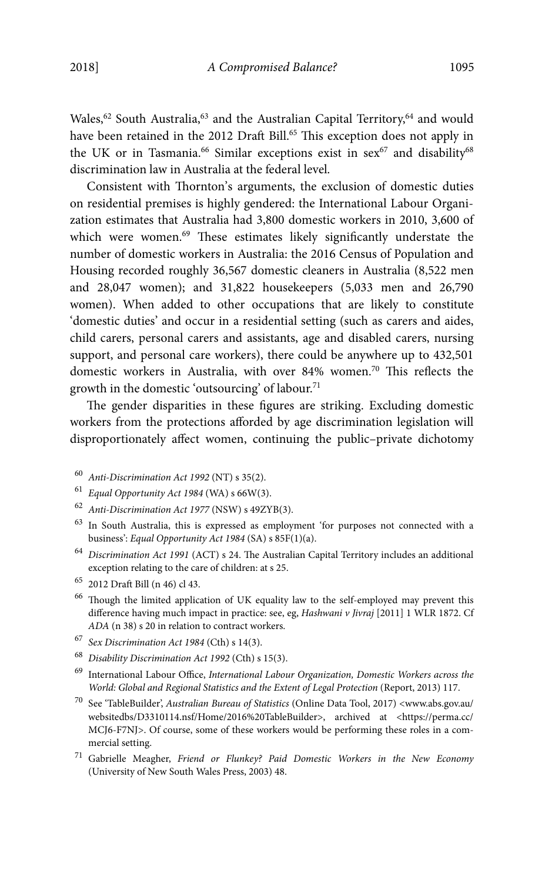Wales,[62] South Australia,[63] and the Australian Capital Territory,[64] and would have been retained in the 2012 Draft Bill.[65] This exception does not apply in the UK or in Tasmania.[66] Similar exceptions exist in sex[67] and disability[68] discrimination law in Australia at the federal level.

Consistent with Thornton's arguments, the exclusion of domestic duties on residential premises is highly gendered: the International Labour Organization estimates that Australia had 3,800 domestic workers in 2010, 3,600 of which were women.[69] These estimates likely significantly understate the number of domestic workers in Australia: the 2016 Census of Population and Housing recorded roughly 36,567 domestic cleaners in Australia (8,522 men and 28,047 women); and 31,822 housekeepers (5,033 men and 26,790 women). When added to other occupations that are likely to constitute 'domestic duties' and occur in a residential setting (such as carers and aides, child carers, personal carers and assistants, age and disabled carers, nursing support, and personal care workers), there could be anywhere up to 432,501 domestic workers in Australia, with over 84% women.[70] This reflects the growth in the domestic 'outsourcing' of labour.[71]

The gender disparities in these figures are striking. Excluding domestic workers from the protections afforded by age discrimination legislation will disproportionately affect women, continuing the public–private dichotomy

---

[60] *Anti-Discrimination Act 1992* (NT) s 35(2).

[61] *Equal Opportunity Act 1984* (WA) s 66W(3).

[62] *Anti-Discrimination Act 1977* (NSW) s 49ZYB(3).

[63] In South Australia, this is expressed as employment 'for purposes not connected with a business': *Equal Opportunity Act 1984* (SA) s 85F(1)(a).

[64] *Discrimination Act 1991* (ACT) s 24. The Australian Capital Territory includes an additional exception relating to the care of children: at s 25.

[65] 2012 Draft Bill (n 46) cl 43.

[66] Though the limited application of UK equality law to the self-employed may prevent this difference having much impact in practice: see, eg, *Hashwani v Jivraj* [2011] 1 WLR 1872. Cf *ADA* (n 38) s 20 in relation to contract workers.

[67] *Sex Discrimination Act 1984* (Cth) s 14(3).

[68] *Disability Discrimination Act 1992* (Cth) s 15(3).

[69] International Labour Office, *International Labour Organization, Domestic Workers across the World: Global and Regional Statistics and the Extent of Legal Protection* (Report, 2013) 117.

[70] See 'TableBuilder', *Australian Bureau of Statistics* (Online Data Tool, 2017) <www.abs.gov.au/websitedbs/D3310114.nsf/Home/2016%20TableBuilder>, archived at <https://perma.cc/MCJ6-F7NJ>. Of course, some of these workers would be performing these roles in a commercial setting.

[71] Gabrielle Meagher, *Friend or Flunkey? Paid Domestic Workers in the New Economy* (University of New South Wales Press, 2003) 48.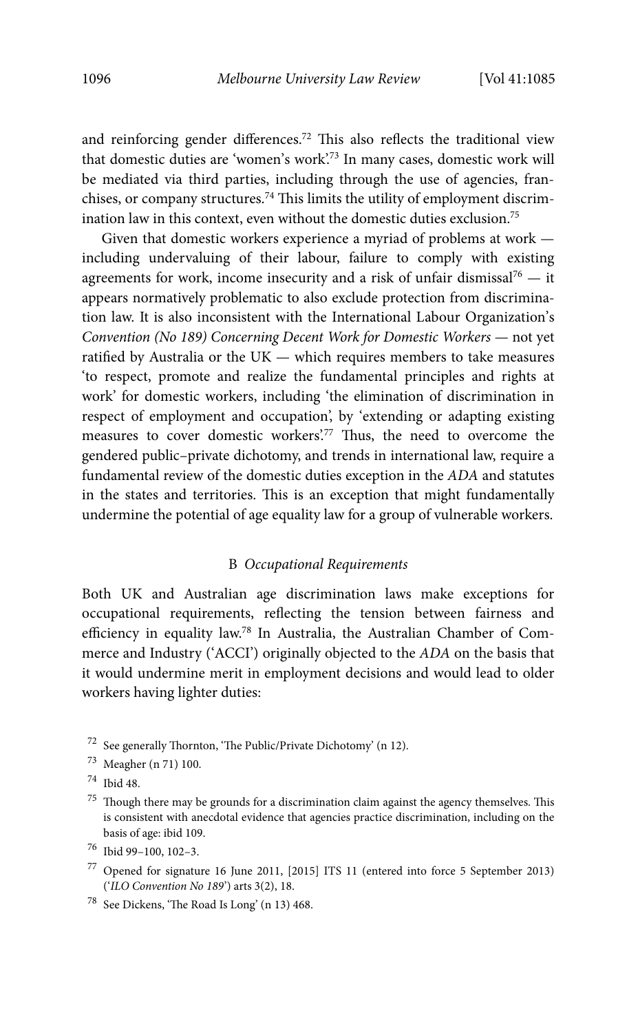and reinforcing gender differences.[72] This also reflects the traditional view that domestic duties are 'women's work'.[73] In many cases, domestic work will be mediated via third parties, including through the use of agencies, franchises, or company structures.[74] This limits the utility of employment discrimination law in this context, even without the domestic duties exclusion.[75]

Given that domestic workers experience a myriad of problems at work — including undervaluing of their labour, failure to comply with existing agreements for work, income insecurity and a risk of unfair dismissal[76] — it appears normatively problematic to also exclude protection from discrimination law. It is also inconsistent with the International Labour Organization's *Convention (No 189) Concerning Decent Work for Domestic Workers* — not yet ratified by Australia or the UK — which requires members to take measures 'to respect, promote and realize the fundamental principles and rights at work' for domestic workers, including 'the elimination of discrimination in respect of employment and occupation', by 'extending or adapting existing measures to cover domestic workers'.[77] Thus, the need to overcome the gendered public–private dichotomy, and trends in international law, require a fundamental review of the domestic duties exception in the *ADA* and statutes in the states and territories. This is an exception that might fundamentally undermine the potential of age equality law for a group of vulnerable workers.

### B *Occupational Requirements*

Both UK and Australian age discrimination laws make exceptions for occupational requirements, reflecting the tension between fairness and efficiency in equality law.[78] In Australia, the Australian Chamber of Commerce and Industry ('ACCI') originally objected to the *ADA* on the basis that it would undermine merit in employment decisions and would lead to older workers having lighter duties:

---

[72] See generally Thornton, 'The Public/Private Dichotomy' (n 12).

[73] Meagher (n 71) 100.

[74] Ibid 48.

[75] Though there may be grounds for a discrimination claim against the agency themselves. This is consistent with anecdotal evidence that agencies practice discrimination, including on the basis of age: ibid 109.

[76] Ibid 99–100, 102–3.

[77] Opened for signature 16 June 2011, [2015] ITS 11 (entered into force 5 September 2013) ('*ILO Convention No 189*') arts 3(2), 18.

[78] See Dickens, 'The Road Is Long' (n 13) 468.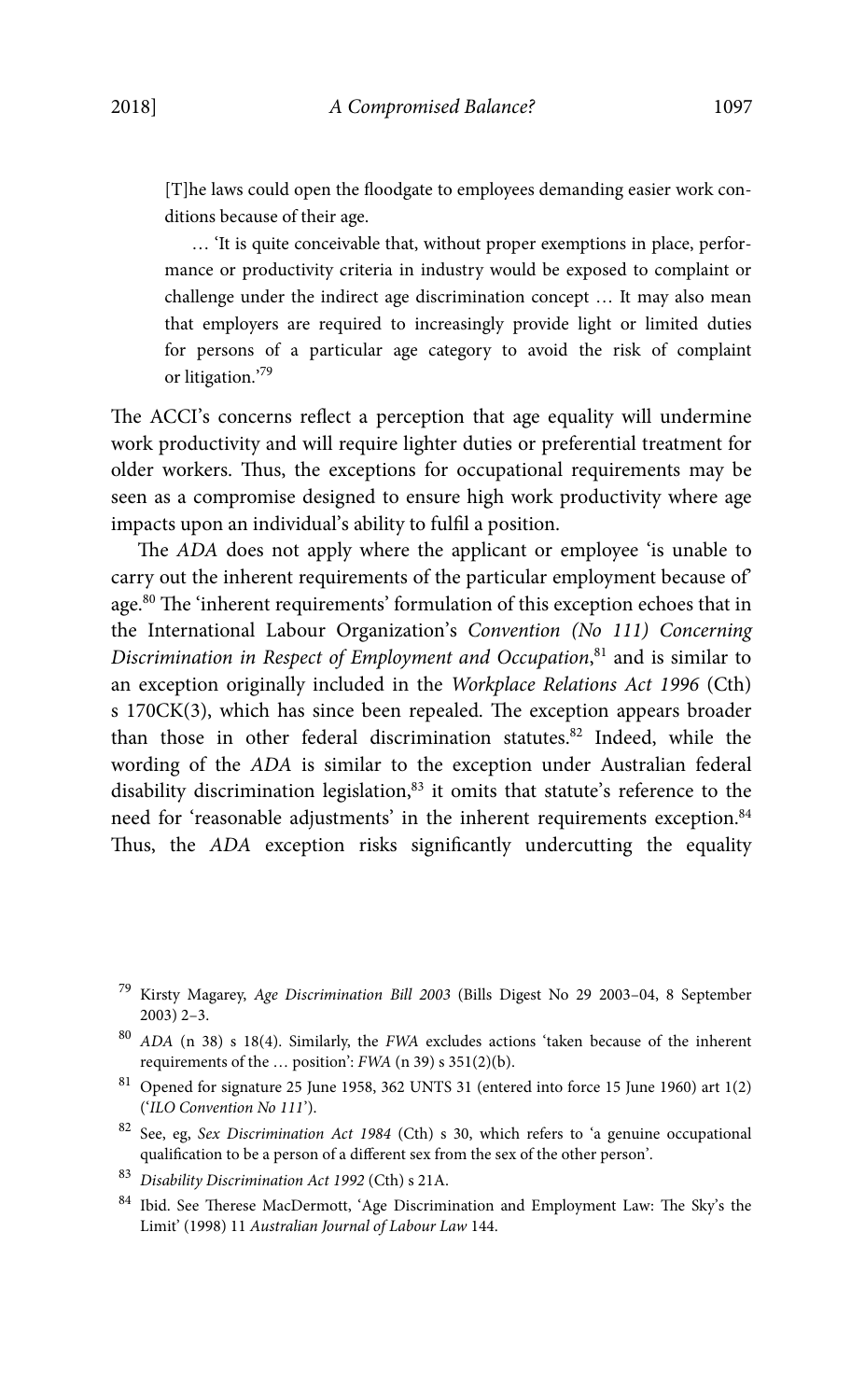> [T]he laws could open the floodgate to employees demanding easier work conditions because of their age.
>
> … 'It is quite conceivable that, without proper exemptions in place, performance or productivity criteria in industry would be exposed to complaint or challenge under the indirect age discrimination concept … It may also mean that employers are required to increasingly provide light or limited duties for persons of a particular age category to avoid the risk of complaint or litigation.'[79]

The ACCI's concerns reflect a perception that age equality will undermine work productivity and will require lighter duties or preferential treatment for older workers. Thus, the exceptions for occupational requirements may be seen as a compromise designed to ensure high work productivity where age impacts upon an individual's ability to fulfil a position.

The *ADA* does not apply where the applicant or employee 'is unable to carry out the inherent requirements of the particular employment because of' age.[80] The 'inherent requirements' formulation of this exception echoes that in the International Labour Organization's *Convention (No 111) Concerning Discrimination in Respect of Employment and Occupation*,[81] and is similar to an exception originally included in the *Workplace Relations Act 1996* (Cth) s 170CK(3), which has since been repealed. The exception appears broader than those in other federal discrimination statutes.[82] Indeed, while the wording of the *ADA* is similar to the exception under Australian federal disability discrimination legislation,[83] it omits that statute's reference to the need for 'reasonable adjustments' in the inherent requirements exception.[84] Thus, the *ADA* exception risks significantly undercutting the equality

---

[79] Kirsty Magarey, *Age Discrimination Bill 2003* (Bills Digest No 29 2003–04, 8 September 2003) 2–3.

[80] *ADA* (n 38) s 18(4). Similarly, the *FWA* excludes actions 'taken because of the inherent requirements of the … position': *FWA* (n 39) s 351(2)(b).

[81] Opened for signature 25 June 1958, 362 UNTS 31 (entered into force 15 June 1960) art 1(2) ('*ILO Convention No 111*').

[82] See, eg, *Sex Discrimination Act 1984* (Cth) s 30, which refers to 'a genuine occupational qualification to be a person of a different sex from the sex of the other person'.

[83] *Disability Discrimination Act 1992* (Cth) s 21A.

[84] Ibid. See Therese MacDermott, 'Age Discrimination and Employment Law: The Sky's the Limit' (1998) 11 *Australian Journal of Labour Law* 144.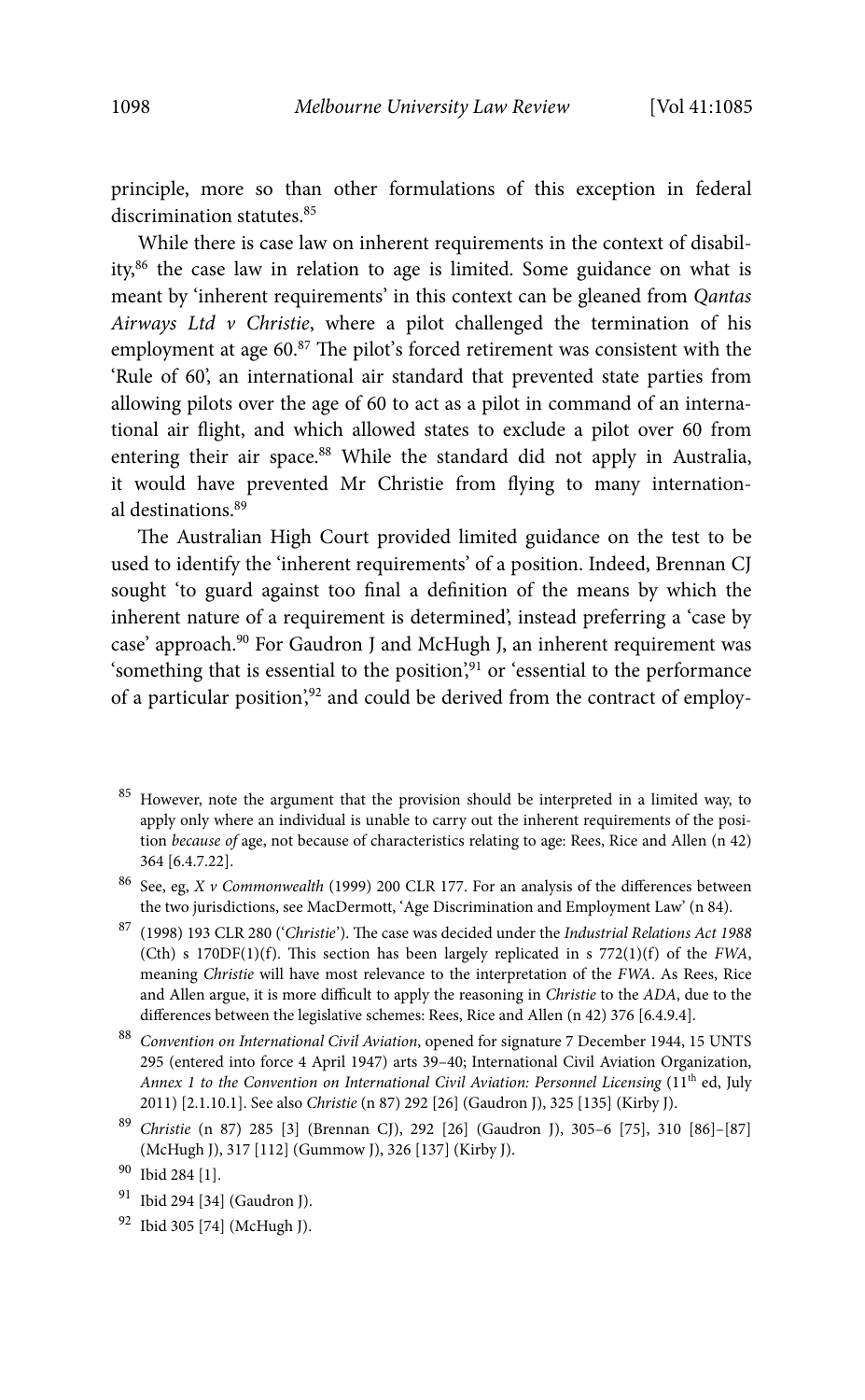principle, more so than other formulations of this exception in federal discrimination statutes.[85]

While there is case law on inherent requirements in the context of disability,[86] the case law in relation to age is limited. Some guidance on what is meant by 'inherent requirements' in this context can be gleaned from *Qantas Airways Ltd v Christie*, where a pilot challenged the termination of his employment at age 60.[87] The pilot's forced retirement was consistent with the 'Rule of 60', an international air standard that prevented state parties from allowing pilots over the age of 60 to act as a pilot in command of an international air flight, and which allowed states to exclude a pilot over 60 from entering their air space.[88] While the standard did not apply in Australia, it would have prevented Mr Christie from flying to many international destinations.[89]

The Australian High Court provided limited guidance on the test to be used to identify the 'inherent requirements' of a position. Indeed, Brennan CJ sought 'to guard against too final a definition of the means by which the inherent nature of a requirement is determined', instead preferring a 'case by case' approach.[90] For Gaudron J and McHugh J, an inherent requirement was 'something that is essential to the position',[91] or 'essential to the performance of a particular position',[92] and could be derived from the contract of employ-

---

[85] However, note the argument that the provision should be interpreted in a limited way, to apply only where an individual is unable to carry out the inherent requirements of the position *because of* age, not because of characteristics relating to age: Rees, Rice and Allen (n 42) 364 [6.4.7.22].

[86] See, eg, *X v Commonwealth* (1999) 200 CLR 177. For an analysis of the differences between the two jurisdictions, see MacDermott, 'Age Discrimination and Employment Law' (n 84).

[87] (1998) 193 CLR 280 ('*Christie*'). The case was decided under the *Industrial Relations Act 1988* (Cth) s 170DF(1)(f). This section has been largely replicated in s 772(1)(f) of the *FWA*, meaning *Christie* will have most relevance to the interpretation of the *FWA*. As Rees, Rice and Allen argue, it is more difficult to apply the reasoning in *Christie* to the *ADA*, due to the differences between the legislative schemes: Rees, Rice and Allen (n 42) 376 [6.4.9.4].

[88] *Convention on International Civil Aviation*, opened for signature 7 December 1944, 15 UNTS 295 (entered into force 4 April 1947) arts 39–40; International Civil Aviation Organization, *Annex 1 to the Convention on International Civil Aviation: Personnel Licensing* (11th ed, July 2011) [2.1.10.1]. See also *Christie* (n 87) 292 [26] (Gaudron J), 325 [135] (Kirby J).

[89] *Christie* (n 87) 285 [3] (Brennan CJ), 292 [26] (Gaudron J), 305–6 [75], 310 [86]–[87] (McHugh J), 317 [112] (Gummow J), 326 [137] (Kirby J).

[90] Ibid 284 [1].

[91] Ibid 294 [34] (Gaudron J).

[92] Ibid 305 [74] (McHugh J).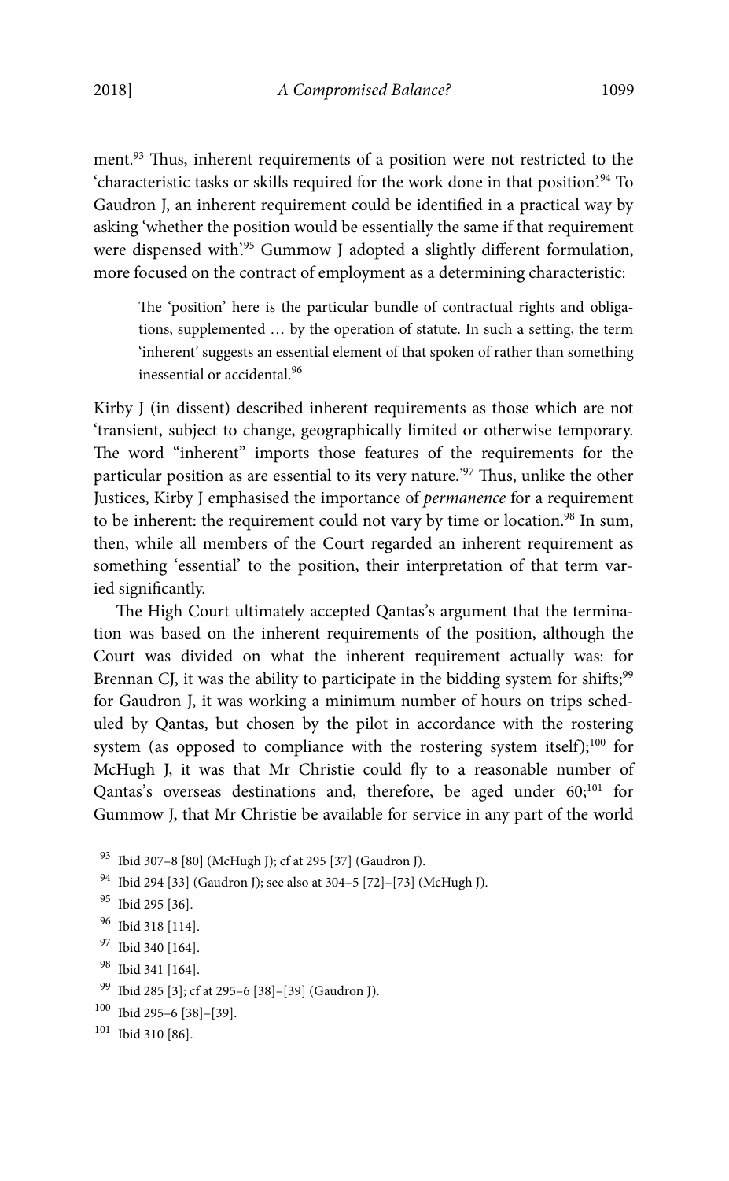ment.[93] Thus, inherent requirements of a position were not restricted to the 'characteristic tasks or skills required for the work done in that position'.[94] To Gaudron J, an inherent requirement could be identified in a practical way by asking 'whether the position would be essentially the same if that requirement were dispensed with'.[95] Gummow J adopted a slightly different formulation, more focused on the contract of employment as a determining characteristic:

> The 'position' here is the particular bundle of contractual rights and obligations, supplemented … by the operation of statute. In such a setting, the term 'inherent' suggests an essential element of that spoken of rather than something inessential or accidental.[96]

Kirby J (in dissent) described inherent requirements as those which are not 'transient, subject to change, geographically limited or otherwise temporary. The word "inherent" imports those features of the requirements for the particular position as are essential to its very nature.'[97] Thus, unlike the other Justices, Kirby J emphasised the importance of *permanence* for a requirement to be inherent: the requirement could not vary by time or location.[98] In sum, then, while all members of the Court regarded an inherent requirement as something 'essential' to the position, their interpretation of that term varied significantly.

The High Court ultimately accepted Qantas's argument that the termination was based on the inherent requirements of the position, although the Court was divided on what the inherent requirement actually was: for Brennan CJ, it was the ability to participate in the bidding system for shifts;[99] for Gaudron J, it was working a minimum number of hours on trips scheduled by Qantas, but chosen by the pilot in accordance with the rostering system (as opposed to compliance with the rostering system itself);[100] for McHugh J, it was that Mr Christie could fly to a reasonable number of Qantas's overseas destinations and, therefore, be aged under 60;[101] for Gummow J, that Mr Christie be available for service in any part of the world

[93] Ibid 307–8 [80] (McHugh J); cf at 295 [37] (Gaudron J).

[94] Ibid 294 [33] (Gaudron J); see also at 304–5 [72]–[73] (McHugh J).

[95] Ibid 295 [36].

[96] Ibid 318 [114].

[97] Ibid 340 [164].

[98] Ibid 341 [164].

[99] Ibid 285 [3]; cf at 295–6 [38]–[39] (Gaudron J).

[100] Ibid 295–6 [38]–[39].

[101] Ibid 310 [86].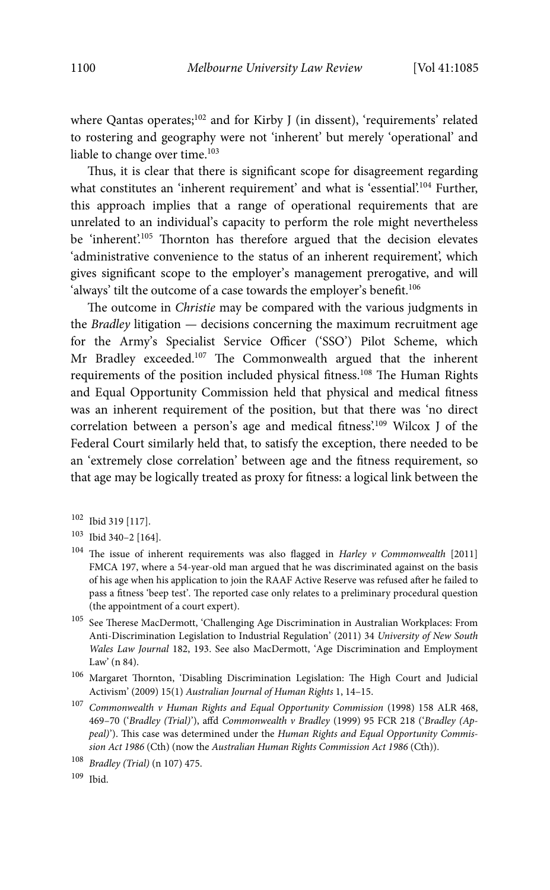where Qantas operates;[102] and for Kirby J (in dissent), 'requirements' related to rostering and geography were not 'inherent' but merely 'operational' and liable to change over time.[103]

Thus, it is clear that there is significant scope for disagreement regarding what constitutes an 'inherent requirement' and what is 'essential'.[104] Further, this approach implies that a range of operational requirements that are unrelated to an individual's capacity to perform the role might nevertheless be 'inherent'.[105] Thornton has therefore argued that the decision elevates 'administrative convenience to the status of an inherent requirement', which gives significant scope to the employer's management prerogative, and will 'always' tilt the outcome of a case towards the employer's benefit.[106]

The outcome in *Christie* may be compared with the various judgments in the *Bradley* litigation — decisions concerning the maximum recruitment age for the Army's Specialist Service Officer ('SSO') Pilot Scheme, which Mr Bradley exceeded.[107] The Commonwealth argued that the inherent requirements of the position included physical fitness.[108] The Human Rights and Equal Opportunity Commission held that physical and medical fitness was an inherent requirement of the position, but that there was 'no direct correlation between a person's age and medical fitness'.[109] Wilcox J of the Federal Court similarly held that, to satisfy the exception, there needed to be an 'extremely close correlation' between age and the fitness requirement, so that age may be logically treated as proxy for fitness: a logical link between the

---

[102] Ibid 319 [117].

[103] Ibid 340–2 [164].

[104] The issue of inherent requirements was also flagged in *Harley v Commonwealth* [2011] FMCA 197, where a 54-year-old man argued that he was discriminated against on the basis of his age when his application to join the RAAF Active Reserve was refused after he failed to pass a fitness 'beep test'. The reported case only relates to a preliminary procedural question (the appointment of a court expert).

[105] See Therese MacDermott, 'Challenging Age Discrimination in Australian Workplaces: From Anti-Discrimination Legislation to Industrial Regulation' (2011) 34 *University of New South Wales Law Journal* 182, 193. See also MacDermott, 'Age Discrimination and Employment Law' (n 84).

[106] Margaret Thornton, 'Disabling Discrimination Legislation: The High Court and Judicial Activism' (2009) 15(1) *Australian Journal of Human Rights* 1, 14–15.

[107] *Commonwealth v Human Rights and Equal Opportunity Commission* (1998) 158 ALR 468, 469–70 ('*Bradley (Trial)*'), affd *Commonwealth v Bradley* (1999) 95 FCR 218 ('*Bradley (Appeal)*'). This case was determined under the *Human Rights and Equal Opportunity Commission Act 1986* (Cth) (now the *Australian Human Rights Commission Act 1986* (Cth)).

[108] *Bradley (Trial)* (n 107) 475.

[109] Ibid.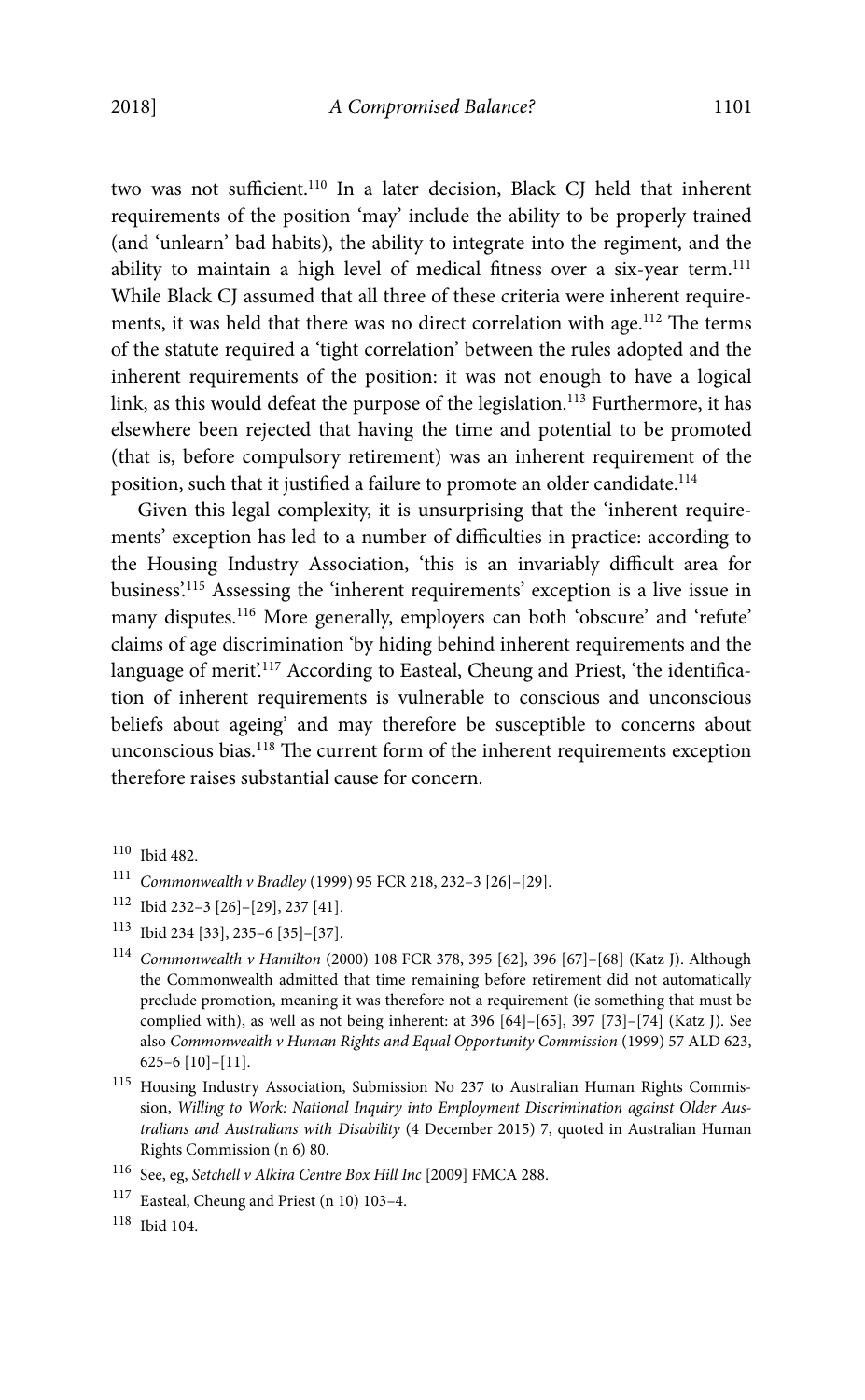two was not sufficient.[110] In a later decision, Black CJ held that inherent requirements of the position 'may' include the ability to be properly trained (and 'unlearn' bad habits), the ability to integrate into the regiment, and the ability to maintain a high level of medical fitness over a six-year term.[111] While Black CJ assumed that all three of these criteria were inherent requirements, it was held that there was no direct correlation with age.[112] The terms of the statute required a 'tight correlation' between the rules adopted and the inherent requirements of the position: it was not enough to have a logical link, as this would defeat the purpose of the legislation.[113] Furthermore, it has elsewhere been rejected that having the time and potential to be promoted (that is, before compulsory retirement) was an inherent requirement of the position, such that it justified a failure to promote an older candidate.[114]

Given this legal complexity, it is unsurprising that the 'inherent requirements' exception has led to a number of difficulties in practice: according to the Housing Industry Association, 'this is an invariably difficult area for business'.[115] Assessing the 'inherent requirements' exception is a live issue in many disputes.[116] More generally, employers can both 'obscure' and 'refute' claims of age discrimination 'by hiding behind inherent requirements and the language of merit'.[117] According to Easteal, Cheung and Priest, 'the identification of inherent requirements is vulnerable to conscious and unconscious beliefs about ageing' and may therefore be susceptible to concerns about unconscious bias.[118] The current form of the inherent requirements exception therefore raises substantial cause for concern.

---

[110] Ibid 482.

[111] *Commonwealth v Bradley* (1999) 95 FCR 218, 232–3 [26]–[29].

[112] Ibid 232–3 [26]–[29], 237 [41].

[113] Ibid 234 [33], 235–6 [35]–[37].

[114] *Commonwealth v Hamilton* (2000) 108 FCR 378, 395 [62], 396 [67]–[68] (Katz J). Although the Commonwealth admitted that time remaining before retirement did not automatically preclude promotion, meaning it was therefore not a requirement (ie something that must be complied with), as well as not being inherent: at 396 [64]–[65], 397 [73]–[74] (Katz J). See also *Commonwealth v Human Rights and Equal Opportunity Commission* (1999) 57 ALD 623, 625–6 [10]–[11].

[115] Housing Industry Association, Submission No 237 to Australian Human Rights Commission, *Willing to Work: National Inquiry into Employment Discrimination against Older Australians and Australians with Disability* (4 December 2015) 7, quoted in Australian Human Rights Commission (n 6) 80.

[116] See, eg, *Setchell v Alkira Centre Box Hill Inc* [2009] FMCA 288.

[117] Easteal, Cheung and Priest (n 10) 103–4.

[118] Ibid 104.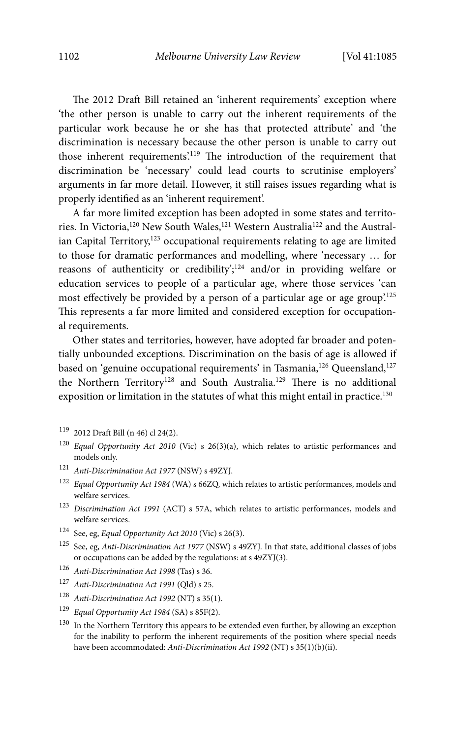The 2012 Draft Bill retained an 'inherent requirements' exception where 'the other person is unable to carry out the inherent requirements of the particular work because he or she has that protected attribute' and 'the discrimination is necessary because the other person is unable to carry out those inherent requirements'.[119] The introduction of the requirement that discrimination be 'necessary' could lead courts to scrutinise employers' arguments in far more detail. However, it still raises issues regarding what is properly identified as an 'inherent requirement'.

A far more limited exception has been adopted in some states and territories. In Victoria,[120] New South Wales,[121] Western Australia[122] and the Australian Capital Territory,[123] occupational requirements relating to age are limited to those for dramatic performances and modelling, where 'necessary … for reasons of authenticity or credibility';[124] and/or in providing welfare or education services to people of a particular age, where those services 'can most effectively be provided by a person of a particular age or age group'.[125] This represents a far more limited and considered exception for occupational requirements.

Other states and territories, however, have adopted far broader and potentially unbounded exceptions. Discrimination on the basis of age is allowed if based on 'genuine occupational requirements' in Tasmania,[126] Queensland,[127] the Northern Territory[128] and South Australia.[129] There is no additional exposition or limitation in the statutes of what this might entail in practice.[130]

---

[119] 2012 Draft Bill (n 46) cl 24(2).

[120] *Equal Opportunity Act 2010* (Vic) s 26(3)(a), which relates to artistic performances and models only.

[121] *Anti-Discrimination Act 1977* (NSW) s 49ZYJ.

[122] *Equal Opportunity Act 1984* (WA) s 66ZQ, which relates to artistic performances, models and welfare services.

[123] *Discrimination Act 1991* (ACT) s 57A, which relates to artistic performances, models and welfare services.

[124] See, eg, *Equal Opportunity Act 2010* (Vic) s 26(3).

[125] See, eg, *Anti-Discrimination Act 1977* (NSW) s 49ZYJ. In that state, additional classes of jobs or occupations can be added by the regulations: at s 49ZYJ(3).

[126] *Anti-Discrimination Act 1998* (Tas) s 36.

[127] *Anti-Discrimination Act 1991* (Qld) s 25.

[128] *Anti-Discrimination Act 1992* (NT) s 35(1).

[129] *Equal Opportunity Act 1984* (SA) s 85F(2).

[130] In the Northern Territory this appears to be extended even further, by allowing an exception for the inability to perform the inherent requirements of the position where special needs have been accommodated: *Anti-Discrimination Act 1992* (NT) s 35(1)(b)(ii).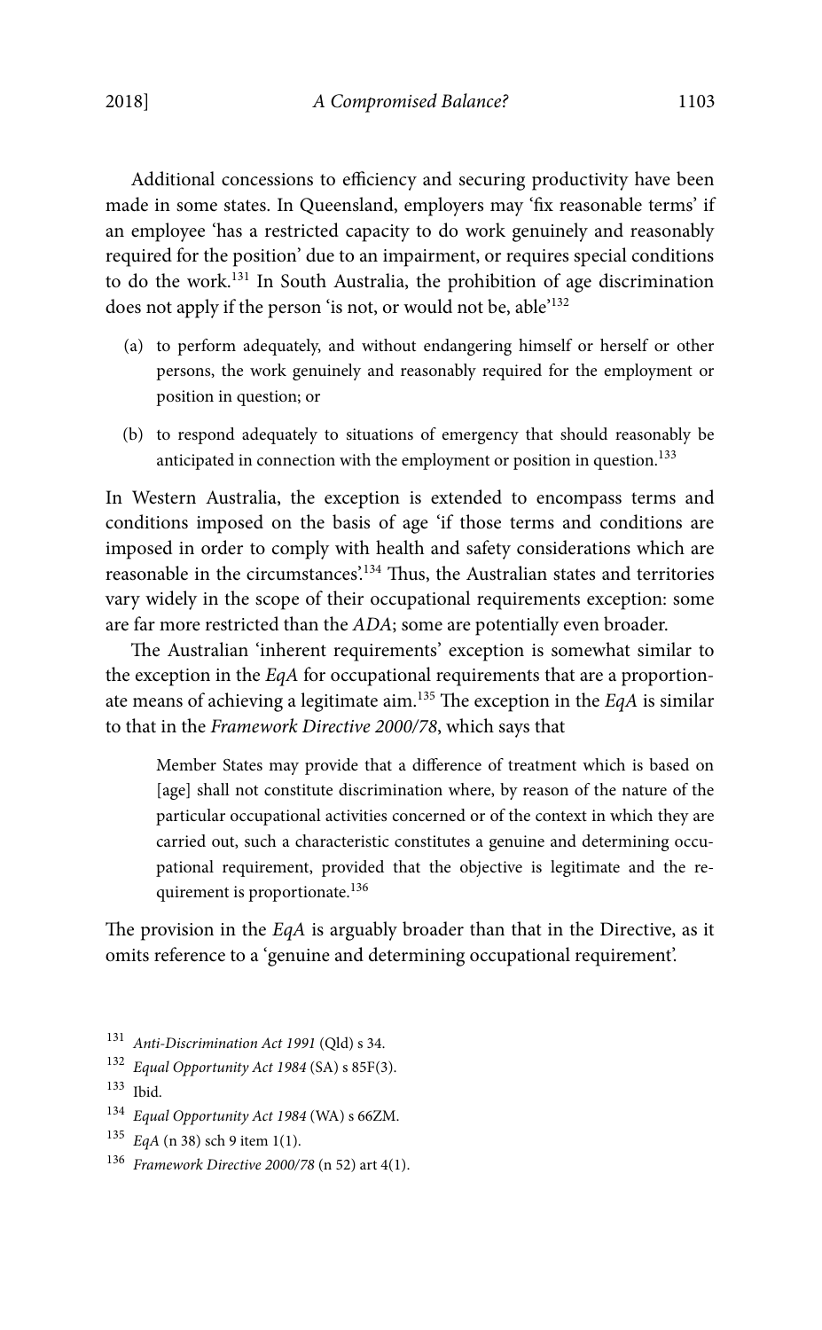Additional concessions to efficiency and securing productivity have been made in some states. In Queensland, employers may 'fix reasonable terms' if an employee 'has a restricted capacity to do work genuinely and reasonably required for the position' due to an impairment, or requires special conditions to do the work.[131] In South Australia, the prohibition of age discrimination does not apply if the person 'is not, or would not be, able'[132]

> (a) to perform adequately, and without endangering himself or herself or other persons, the work genuinely and reasonably required for the employment or position in question; or
>
> (b) to respond adequately to situations of emergency that should reasonably be anticipated in connection with the employment or position in question.[133]

In Western Australia, the exception is extended to encompass terms and conditions imposed on the basis of age 'if those terms and conditions are imposed in order to comply with health and safety considerations which are reasonable in the circumstances'.[134] Thus, the Australian states and territories vary widely in the scope of their occupational requirements exception: some are far more restricted than the *ADA*; some are potentially even broader.

The Australian 'inherent requirements' exception is somewhat similar to the exception in the *EqA* for occupational requirements that are a proportionate means of achieving a legitimate aim.[135] The exception in the *EqA* is similar to that in the *Framework Directive 2000/78*, which says that

> Member States may provide that a difference of treatment which is based on [age] shall not constitute discrimination where, by reason of the nature of the particular occupational activities concerned or of the context in which they are carried out, such a characteristic constitutes a genuine and determining occupational requirement, provided that the objective is legitimate and the requirement is proportionate.[136]

The provision in the *EqA* is arguably broader than that in the Directive, as it omits reference to a 'genuine and determining occupational requirement'.

---

[131] *Anti-Discrimination Act 1991* (Qld) s 34.

[132] *Equal Opportunity Act 1984* (SA) s 85F(3).

[133] Ibid.

[134] *Equal Opportunity Act 1984* (WA) s 66ZM.

[135] *EqA* (n 38) sch 9 item 1(1).

[136] *Framework Directive 2000/78* (n 52) art 4(1).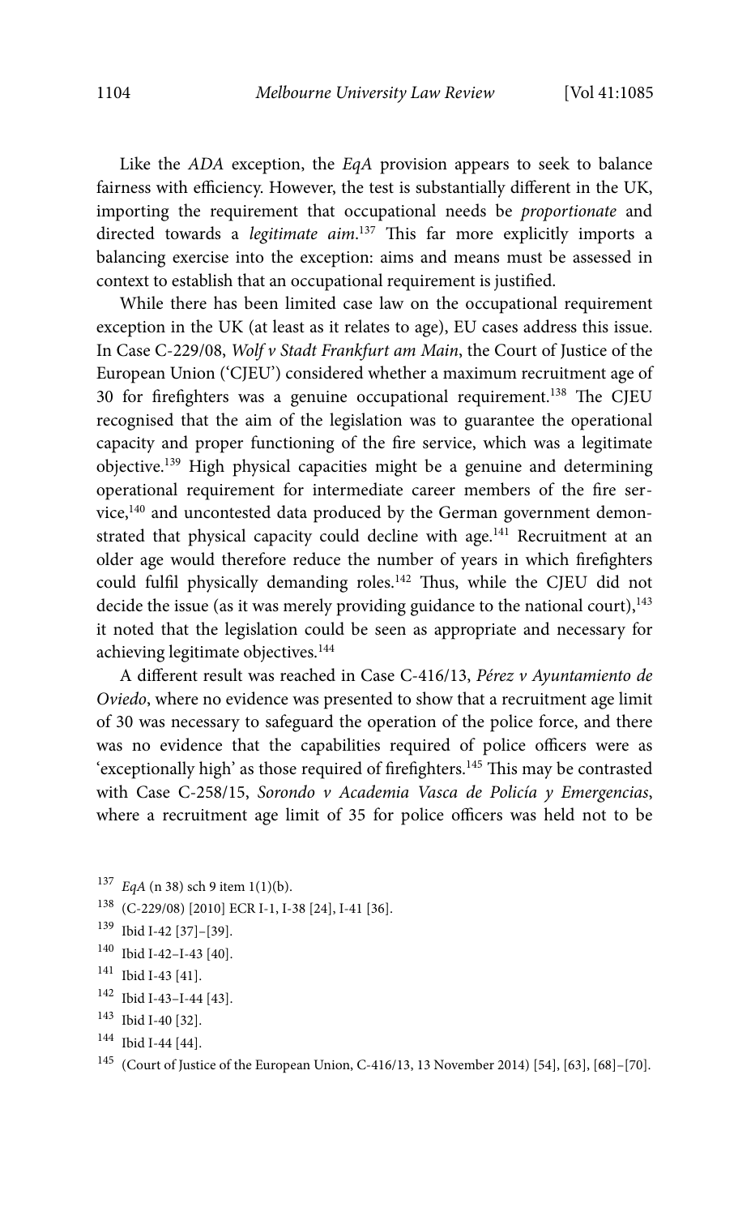Like the *ADA* exception, the *EqA* provision appears to seek to balance fairness with efficiency. However, the test is substantially different in the UK, importing the requirement that occupational needs be *proportionate* and directed towards a *legitimate aim*.[137] This far more explicitly imports a balancing exercise into the exception: aims and means must be assessed in context to establish that an occupational requirement is justified.

While there has been limited case law on the occupational requirement exception in the UK (at least as it relates to age), EU cases address this issue. In Case C-229/08, *Wolf v Stadt Frankfurt am Main*, the Court of Justice of the European Union ('CJEU') considered whether a maximum recruitment age of 30 for firefighters was a genuine occupational requirement.[138] The CJEU recognised that the aim of the legislation was to guarantee the operational capacity and proper functioning of the fire service, which was a legitimate objective.[139] High physical capacities might be a genuine and determining operational requirement for intermediate career members of the fire service,[140] and uncontested data produced by the German government demonstrated that physical capacity could decline with age.[141] Recruitment at an older age would therefore reduce the number of years in which firefighters could fulfil physically demanding roles.[142] Thus, while the CJEU did not decide the issue (as it was merely providing guidance to the national court),[143] it noted that the legislation could be seen as appropriate and necessary for achieving legitimate objectives.[144]

A different result was reached in Case C-416/13, *Pérez v Ayuntamiento de Oviedo*, where no evidence was presented to show that a recruitment age limit of 30 was necessary to safeguard the operation of the police force, and there was no evidence that the capabilities required of police officers were as 'exceptionally high' as those required of firefighters.[145] This may be contrasted with Case C-258/15, *Sorondo v Academia Vasca de Policía y Emergencias*, where a recruitment age limit of 35 for police officers was held not to be

---

[137] *EqA* (n 38) sch 9 item 1(1)(b).

[138] (C-229/08) [2010] ECR I-1, I-38 [24], I-41 [36].

[139] Ibid I-42 [37]–[39].

[140] Ibid I-42–I-43 [40].

[141] Ibid I-43 [41].

[142] Ibid I-43–I-44 [43].

[143] Ibid I-40 [32].

[144] Ibid I-44 [44].

[145] (Court of Justice of the European Union, C-416/13, 13 November 2014) [54], [63], [68]–[70].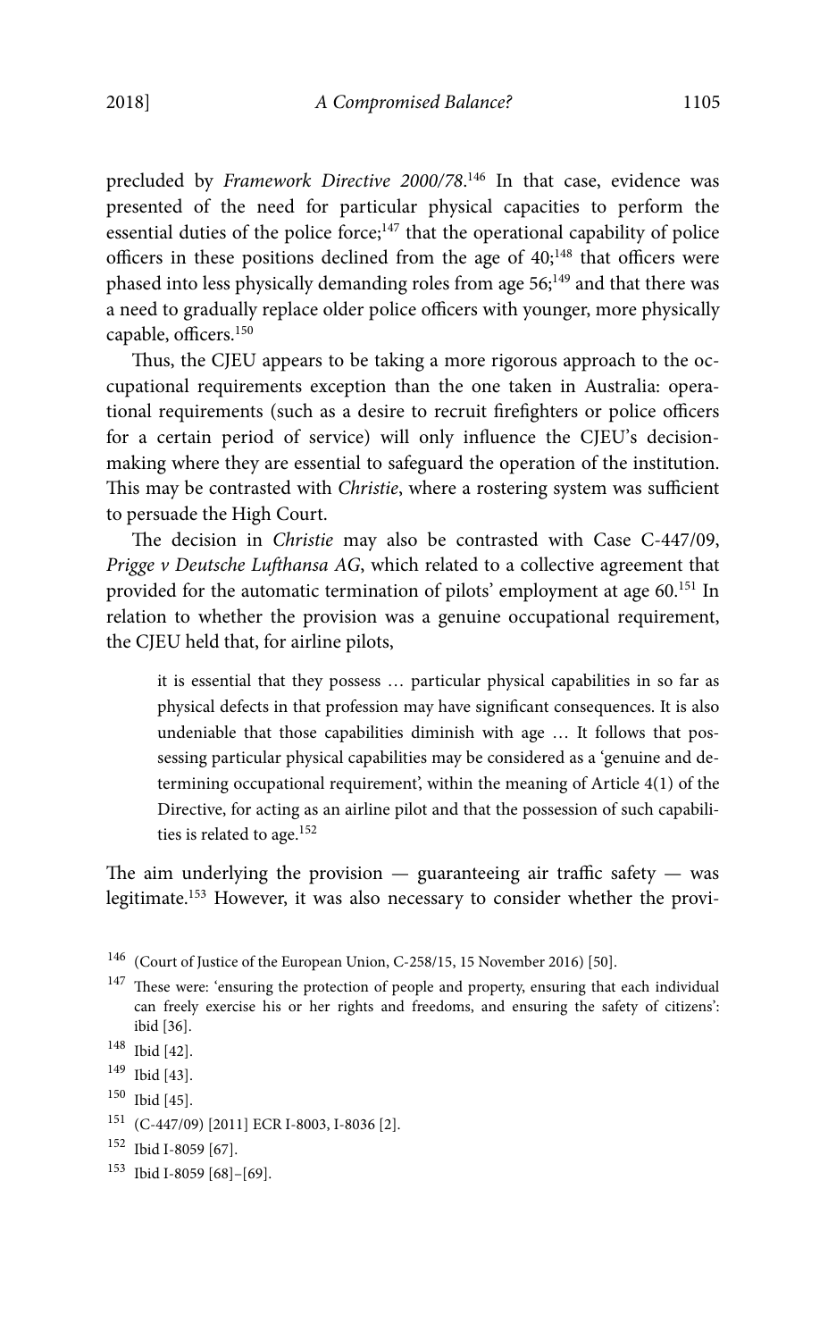precluded by *Framework Directive 2000/78*.[146] In that case, evidence was presented of the need for particular physical capacities to perform the essential duties of the police force;[147] that the operational capability of police officers in these positions declined from the age of 40;[148] that officers were phased into less physically demanding roles from age 56;[149] and that there was a need to gradually replace older police officers with younger, more physically capable, officers.[150]

Thus, the CJEU appears to be taking a more rigorous approach to the occupational requirements exception than the one taken in Australia: operational requirements (such as a desire to recruit firefighters or police officers for a certain period of service) will only influence the CJEU's decision-making where they are essential to safeguard the operation of the institution. This may be contrasted with *Christie*, where a rostering system was sufficient to persuade the High Court.

The decision in *Christie* may also be contrasted with Case C-447/09, *Prigge v Deutsche Lufthansa AG*, which related to a collective agreement that provided for the automatic termination of pilots' employment at age 60.[151] In relation to whether the provision was a genuine occupational requirement, the CJEU held that, for airline pilots,

> it is essential that they possess … particular physical capabilities in so far as physical defects in that profession may have significant consequences. It is also undeniable that those capabilities diminish with age … It follows that possessing particular physical capabilities may be considered as a 'genuine and determining occupational requirement', within the meaning of Article 4(1) of the Directive, for acting as an airline pilot and that the possession of such capabilities is related to age.[152]

The aim underlying the provision — guaranteeing air traffic safety — was legitimate.[153] However, it was also necessary to consider whether the provi-

---

146 (Court of Justice of the European Union, C-258/15, 15 November 2016) [50].

147 These were: 'ensuring the protection of people and property, ensuring that each individual can freely exercise his or her rights and freedoms, and ensuring the safety of citizens': ibid [36].

148 Ibid [42].

149 Ibid [43].

150 Ibid [45].

151 (C-447/09) [2011] ECR I-8003, I-8036 [2].

152 Ibid I-8059 [67].

153 Ibid I-8059 [68]–[69].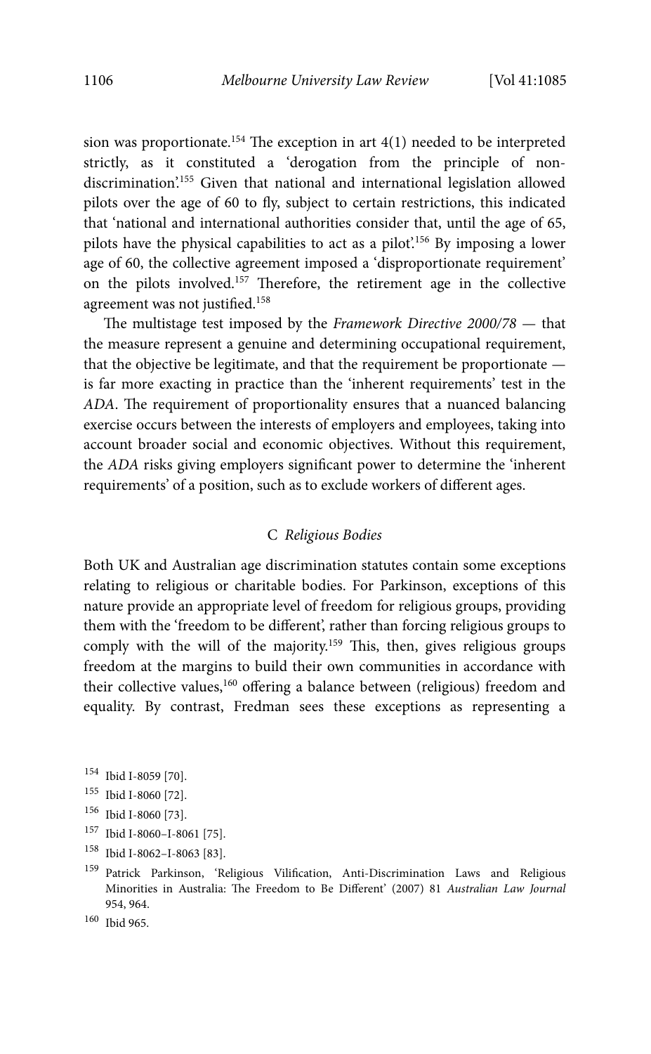sion was proportionate.[154] The exception in art 4(1) needed to be interpreted strictly, as it constituted a 'derogation from the principle of non-discrimination'.[155] Given that national and international legislation allowed pilots over the age of 60 to fly, subject to certain restrictions, this indicated that 'national and international authorities consider that, until the age of 65, pilots have the physical capabilities to act as a pilot'.[156] By imposing a lower age of 60, the collective agreement imposed a 'disproportionate requirement' on the pilots involved.[157] Therefore, the retirement age in the collective agreement was not justified.[158]

The multistage test imposed by the *Framework Directive 2000/78* — that the measure represent a genuine and determining occupational requirement, that the objective be legitimate, and that the requirement be proportionate — is far more exacting in practice than the 'inherent requirements' test in the *ADA*. The requirement of proportionality ensures that a nuanced balancing exercise occurs between the interests of employers and employees, taking into account broader social and economic objectives. Without this requirement, the *ADA* risks giving employers significant power to determine the 'inherent requirements' of a position, such as to exclude workers of different ages.

### C *Religious Bodies*

Both UK and Australian age discrimination statutes contain some exceptions relating to religious or charitable bodies. For Parkinson, exceptions of this nature provide an appropriate level of freedom for religious groups, providing them with the 'freedom to be different', rather than forcing religious groups to comply with the will of the majority.[159] This, then, gives religious groups freedom at the margins to build their own communities in accordance with their collective values,[160] offering a balance between (religious) freedom and equality. By contrast, Fredman sees these exceptions as representing a

---

[154] Ibid I-8059 [70].

[155] Ibid I-8060 [72].

[156] Ibid I-8060 [73].

[157] Ibid I-8060–I-8061 [75].

[158] Ibid I-8062–I-8063 [83].

[159] Patrick Parkinson, 'Religious Vilification, Anti-Discrimination Laws and Religious Minorities in Australia: The Freedom to Be Different' (2007) 81 *Australian Law Journal* 954, 964.

[160] Ibid 965.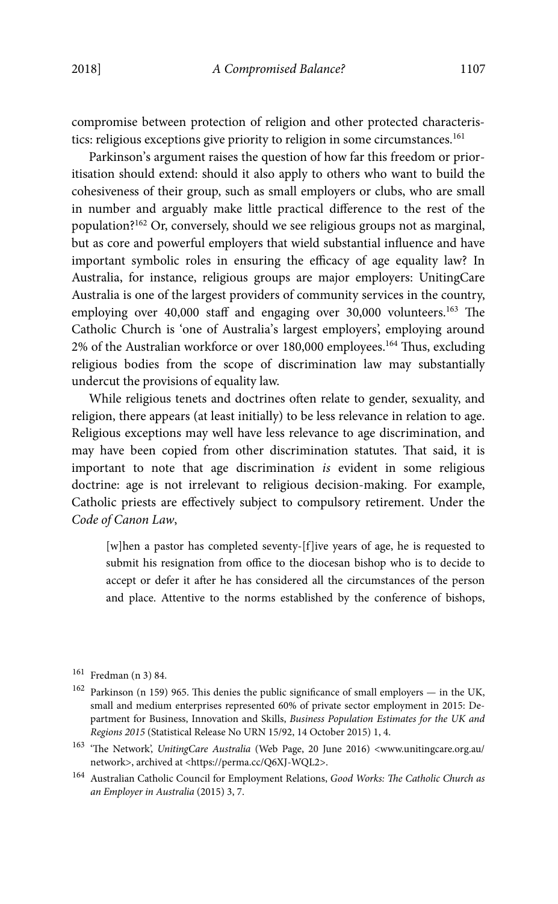compromise between protection of religion and other protected characteristics: religious exceptions give priority to religion in some circumstances.[161]

Parkinson's argument raises the question of how far this freedom or prioritisation should extend: should it also apply to others who want to build the cohesiveness of their group, such as small employers or clubs, who are small in number and arguably make little practical difference to the rest of the population?[162] Or, conversely, should we see religious groups not as marginal, but as core and powerful employers that wield substantial influence and have important symbolic roles in ensuring the efficacy of age equality law? In Australia, for instance, religious groups are major employers: UnitingCare Australia is one of the largest providers of community services in the country, employing over 40,000 staff and engaging over 30,000 volunteers.[163] The Catholic Church is 'one of Australia's largest employers', employing around 2% of the Australian workforce or over 180,000 employees.[164] Thus, excluding religious bodies from the scope of discrimination law may substantially undercut the provisions of equality law.

While religious tenets and doctrines often relate to gender, sexuality, and religion, there appears (at least initially) to be less relevance in relation to age. Religious exceptions may well have less relevance to age discrimination, and may have been copied from other discrimination statutes. That said, it is important to note that age discrimination *is* evident in some religious doctrine: age is not irrelevant to religious decision-making. For example, Catholic priests are effectively subject to compulsory retirement. Under the *Code of Canon Law*,

> [w]hen a pastor has completed seventy-[f]ive years of age, he is requested to submit his resignation from office to the diocesan bishop who is to decide to accept or defer it after he has considered all the circumstances of the person and place. Attentive to the norms established by the conference of bishops,

---

161 Fredman (n 3) 84.

162 Parkinson (n 159) 965. This denies the public significance of small employers — in the UK, small and medium enterprises represented 60% of private sector employment in 2015: Department for Business, Innovation and Skills, *Business Population Estimates for the UK and Regions 2015* (Statistical Release No URN 15/92, 14 October 2015) 1, 4.

163 'The Network', *UnitingCare Australia* (Web Page, 20 June 2016) <www.unitingcare.org.au/network>, archived at <https://perma.cc/Q6XJ-WQL2>.

164 Australian Catholic Council for Employment Relations, *Good Works: The Catholic Church as an Employer in Australia* (2015) 3, 7.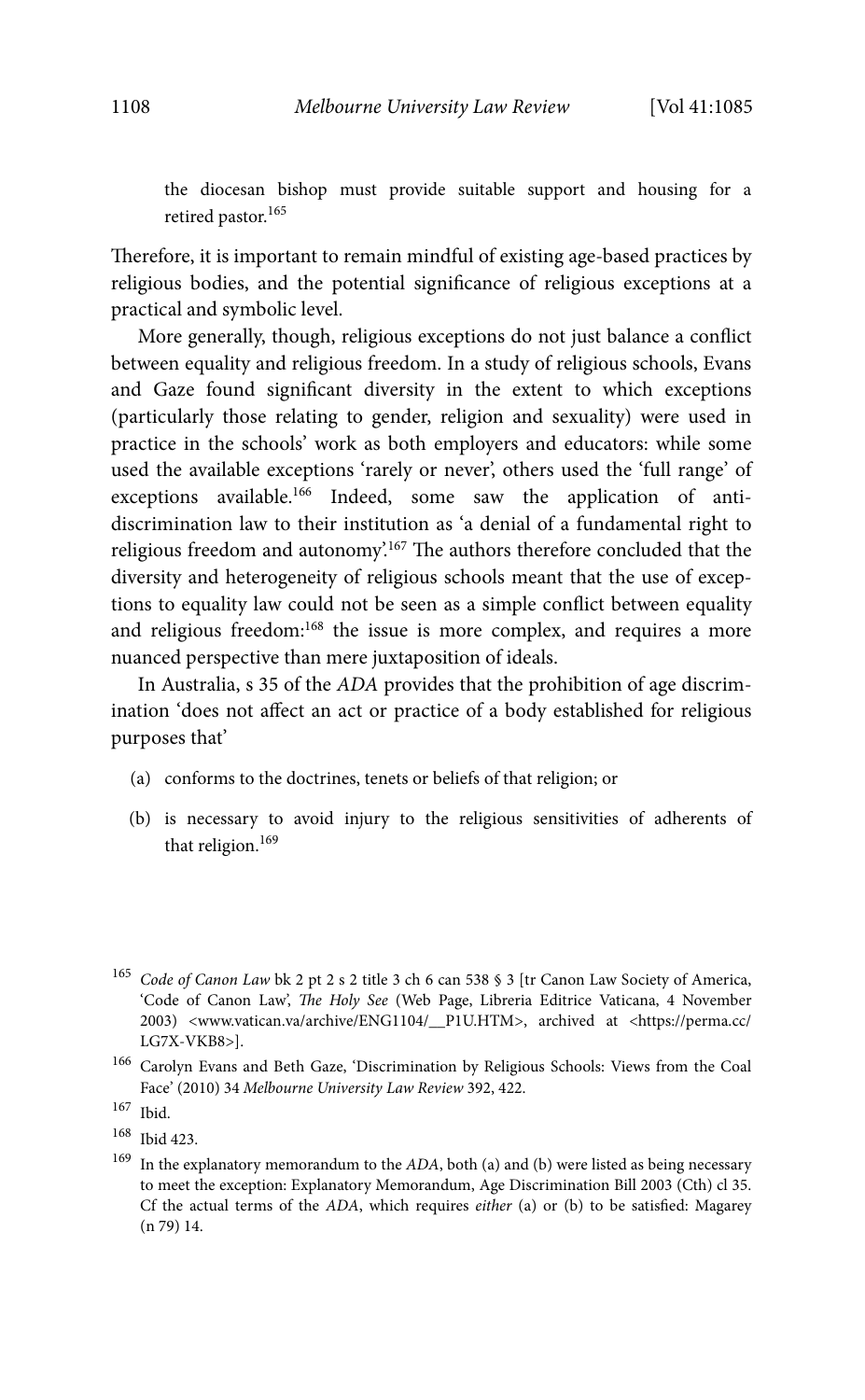> the diocesan bishop must provide suitable support and housing for a retired pastor.[165]

Therefore, it is important to remain mindful of existing age-based practices by religious bodies, and the potential significance of religious exceptions at a practical and symbolic level.

More generally, though, religious exceptions do not just balance a conflict between equality and religious freedom. In a study of religious schools, Evans and Gaze found significant diversity in the extent to which exceptions (particularly those relating to gender, religion and sexuality) were used in practice in the schools' work as both employers and educators: while some used the available exceptions 'rarely or never', others used the 'full range' of exceptions available.[166] Indeed, some saw the application of anti-discrimination law to their institution as 'a denial of a fundamental right to religious freedom and autonomy'.[167] The authors therefore concluded that the diversity and heterogeneity of religious schools meant that the use of exceptions to equality law could not be seen as a simple conflict between equality and religious freedom:[168] the issue is more complex, and requires a more nuanced perspective than mere juxtaposition of ideals.

In Australia, s 35 of the *ADA* provides that the prohibition of age discrimination 'does not affect an act or practice of a body established for religious purposes that'

> (a) conforms to the doctrines, tenets or beliefs of that religion; or
>
> (b) is necessary to avoid injury to the religious sensitivities of adherents of that religion.[169]

---

[165] *Code of Canon Law* bk 2 pt 2 s 2 title 3 ch 6 can 538 § 3 [tr Canon Law Society of America, 'Code of Canon Law', *The Holy See* (Web Page, Libreria Editrice Vaticana, 4 November 2003) <www.vatican.va/archive/ENG1104/__P1U.HTM>, archived at <https://perma.cc/LG7X-VKB8>].

[166] Carolyn Evans and Beth Gaze, 'Discrimination by Religious Schools: Views from the Coal Face' (2010) 34 *Melbourne University Law Review* 392, 422.

[167] Ibid.

[168] Ibid 423.

[169] In the explanatory memorandum to the *ADA*, both (a) and (b) were listed as being necessary to meet the exception: Explanatory Memorandum, Age Discrimination Bill 2003 (Cth) cl 35. Cf the actual terms of the *ADA*, which requires *either* (a) or (b) to be satisfied: Magarey (n 79) 14.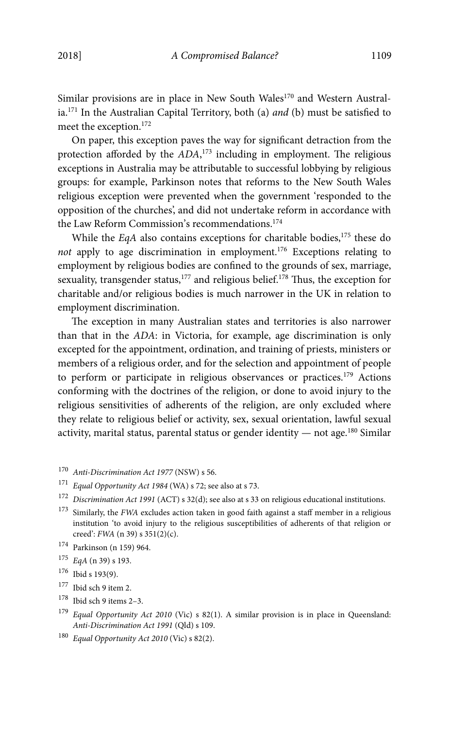Similar provisions are in place in New South Wales[170] and Western Australia.[171] In the Australian Capital Territory, both (a) *and* (b) must be satisfied to meet the exception.[172]

On paper, this exception paves the way for significant detraction from the protection afforded by the *ADA*,[173] including in employment. The religious exceptions in Australia may be attributable to successful lobbying by religious groups: for example, Parkinson notes that reforms to the New South Wales religious exception were prevented when the government 'responded to the opposition of the churches', and did not undertake reform in accordance with the Law Reform Commission's recommendations.[174]

While the *EqA* also contains exceptions for charitable bodies,[175] these do *not* apply to age discrimination in employment.[176] Exceptions relating to employment by religious bodies are confined to the grounds of sex, marriage, sexuality, transgender status,[177] and religious belief.[178] Thus, the exception for charitable and/or religious bodies is much narrower in the UK in relation to employment discrimination.

The exception in many Australian states and territories is also narrower than that in the *ADA*: in Victoria, for example, age discrimination is only excepted for the appointment, ordination, and training of priests, ministers or members of a religious order, and for the selection and appointment of people to perform or participate in religious observances or practices.[179] Actions conforming with the doctrines of the religion, or done to avoid injury to the religious sensitivities of adherents of the religion, are only excluded where they relate to religious belief or activity, sex, sexual orientation, lawful sexual activity, marital status, parental status or gender identity — not age.[180] Similar

---

[170] *Anti-Discrimination Act 1977* (NSW) s 56.

[171] *Equal Opportunity Act 1984* (WA) s 72; see also at s 73.

[172] *Discrimination Act 1991* (ACT) s 32(d); see also at s 33 on religious educational institutions.

[173] Similarly, the *FWA* excludes action taken in good faith against a staff member in a religious institution 'to avoid injury to the religious susceptibilities of adherents of that religion or creed': *FWA* (n 39) s 351(2)(c).

[174] Parkinson (n 159) 964.

[175] *EqA* (n 39) s 193.

[176] Ibid s 193(9).

[177] Ibid sch 9 item 2.

[178] Ibid sch 9 items 2–3.

[179] *Equal Opportunity Act 2010* (Vic) s 82(1). A similar provision is in place in Queensland: *Anti-Discrimination Act 1991* (Qld) s 109.

[180] *Equal Opportunity Act 2010* (Vic) s 82(2).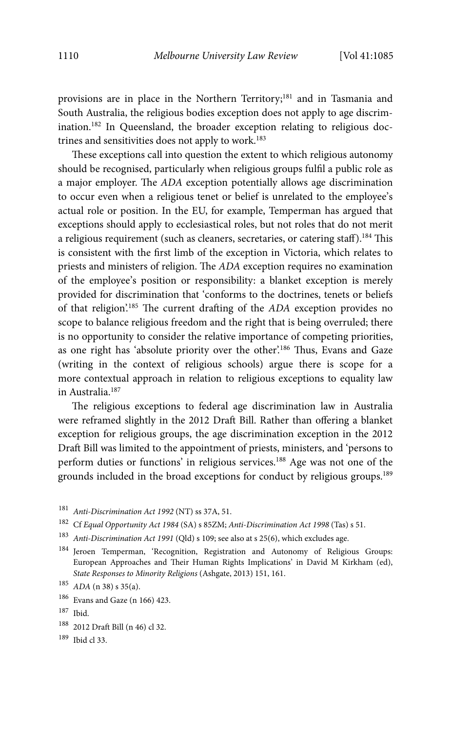provisions are in place in the Northern Territory;[181] and in Tasmania and South Australia, the religious bodies exception does not apply to age discrimination.[182] In Queensland, the broader exception relating to religious doctrines and sensitivities does not apply to work.[183]

These exceptions call into question the extent to which religious autonomy should be recognised, particularly when religious groups fulfil a public role as a major employer. The *ADA* exception potentially allows age discrimination to occur even when a religious tenet or belief is unrelated to the employee's actual role or position. In the EU, for example, Temperman has argued that exceptions should apply to ecclesiastical roles, but not roles that do not merit a religious requirement (such as cleaners, secretaries, or catering staff).[184] This is consistent with the first limb of the exception in Victoria, which relates to priests and ministers of religion. The *ADA* exception requires no examination of the employee's position or responsibility: a blanket exception is merely provided for discrimination that 'conforms to the doctrines, tenets or beliefs of that religion'.[185] The current drafting of the *ADA* exception provides no scope to balance religious freedom and the right that is being overruled; there is no opportunity to consider the relative importance of competing priorities, as one right has 'absolute priority over the other'.[186] Thus, Evans and Gaze (writing in the context of religious schools) argue there is scope for a more contextual approach in relation to religious exceptions to equality law in Australia.[187]

The religious exceptions to federal age discrimination law in Australia were reframed slightly in the 2012 Draft Bill. Rather than offering a blanket exception for religious groups, the age discrimination exception in the 2012 Draft Bill was limited to the appointment of priests, ministers, and 'persons to perform duties or functions' in religious services.[188] Age was not one of the grounds included in the broad exceptions for conduct by religious groups.[189]

---

[181] *Anti-Discrimination Act 1992* (NT) ss 37A, 51.

[182] Cf *Equal Opportunity Act 1984* (SA) s 85ZM; *Anti-Discrimination Act 1998* (Tas) s 51.

[183] *Anti-Discrimination Act 1991* (Qld) s 109; see also at s 25(6), which excludes age.

[184] Jeroen Temperman, 'Recognition, Registration and Autonomy of Religious Groups: European Approaches and Their Human Rights Implications' in David M Kirkham (ed), *State Responses to Minority Religions* (Ashgate, 2013) 151, 161.

[185] *ADA* (n 38) s 35(a).

[186] Evans and Gaze (n 166) 423.

[187] Ibid.

[188] 2012 Draft Bill (n 46) cl 32.

[189] Ibid cl 33.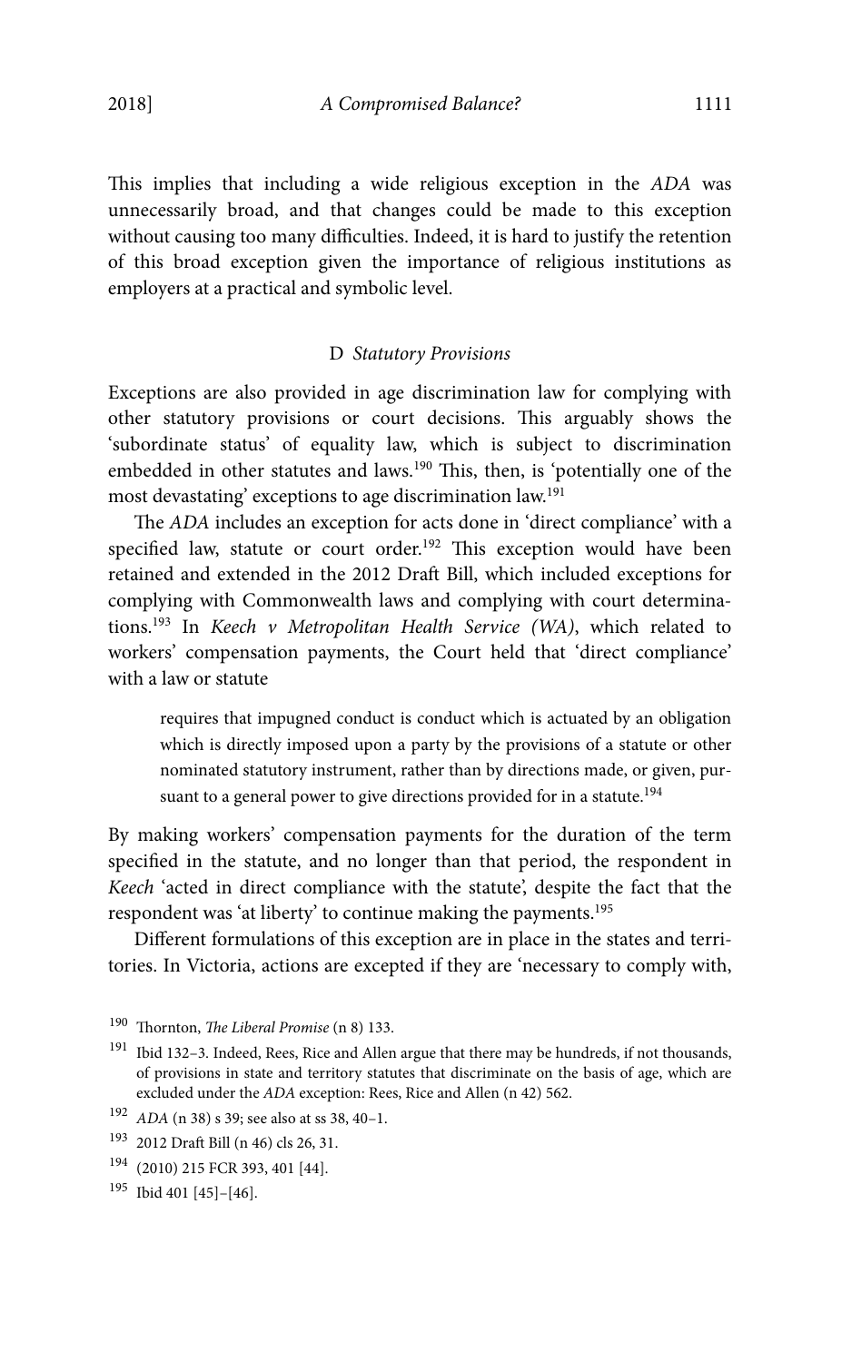This implies that including a wide religious exception in the *ADA* was unnecessarily broad, and that changes could be made to this exception without causing too many difficulties. Indeed, it is hard to justify the retention of this broad exception given the importance of religious institutions as employers at a practical and symbolic level.

### D *Statutory Provisions*

Exceptions are also provided in age discrimination law for complying with other statutory provisions or court decisions. This arguably shows the 'subordinate status' of equality law, which is subject to discrimination embedded in other statutes and laws.[190] This, then, is 'potentially one of the most devastating' exceptions to age discrimination law.[191]

The *ADA* includes an exception for acts done in 'direct compliance' with a specified law, statute or court order.[192] This exception would have been retained and extended in the 2012 Draft Bill, which included exceptions for complying with Commonwealth laws and complying with court determinations.[193] In *Keech v Metropolitan Health Service (WA)*, which related to workers' compensation payments, the Court held that 'direct compliance' with a law or statute

> requires that impugned conduct is conduct which is actuated by an obligation which is directly imposed upon a party by the provisions of a statute or other nominated statutory instrument, rather than by directions made, or given, pursuant to a general power to give directions provided for in a statute.[194]

By making workers' compensation payments for the duration of the term specified in the statute, and no longer than that period, the respondent in *Keech* 'acted in direct compliance with the statute', despite the fact that the respondent was 'at liberty' to continue making the payments.[195]

Different formulations of this exception are in place in the states and territories. In Victoria, actions are excepted if they are 'necessary to comply with,

---

[190] Thornton, *The Liberal Promise* (n 8) 133.

[191] Ibid 132–3. Indeed, Rees, Rice and Allen argue that there may be hundreds, if not thousands, of provisions in state and territory statutes that discriminate on the basis of age, which are excluded under the *ADA* exception: Rees, Rice and Allen (n 42) 562.

[192] *ADA* (n 38) s 39; see also at ss 38, 40–1.

[193] 2012 Draft Bill (n 46) cls 26, 31.

[194] (2010) 215 FCR 393, 401 [44].

[195] Ibid 401 [45]–[46].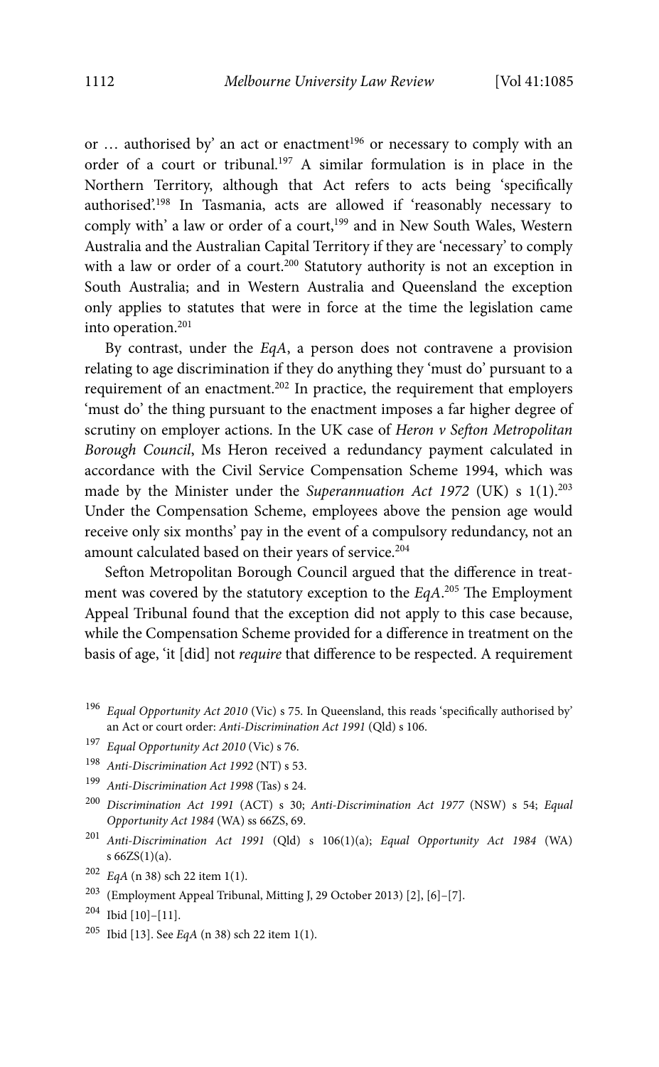or … authorised by' an act or enactment[196] or necessary to comply with an order of a court or tribunal.[197] A similar formulation is in place in the Northern Territory, although that Act refers to acts being 'specifically authorised'.[198] In Tasmania, acts are allowed if 'reasonably necessary to comply with' a law or order of a court,[199] and in New South Wales, Western Australia and the Australian Capital Territory if they are 'necessary' to comply with a law or order of a court.[200] Statutory authority is not an exception in South Australia; and in Western Australia and Queensland the exception only applies to statutes that were in force at the time the legislation came into operation.[201]

By contrast, under the *EqA*, a person does not contravene a provision relating to age discrimination if they do anything they 'must do' pursuant to a requirement of an enactment.[202] In practice, the requirement that employers 'must do' the thing pursuant to the enactment imposes a far higher degree of scrutiny on employer actions. In the UK case of *Heron v Sefton Metropolitan Borough Council*, Ms Heron received a redundancy payment calculated in accordance with the Civil Service Compensation Scheme 1994, which was made by the Minister under the *Superannuation Act 1972* (UK) s 1(1).[203] Under the Compensation Scheme, employees above the pension age would receive only six months' pay in the event of a compulsory redundancy, not an amount calculated based on their years of service.[204]

Sefton Metropolitan Borough Council argued that the difference in treatment was covered by the statutory exception to the *EqA*.[205] The Employment Appeal Tribunal found that the exception did not apply to this case because, while the Compensation Scheme provided for a difference in treatment on the basis of age, 'it [did] not *require* that difference to be respected. A requirement

---

[196] *Equal Opportunity Act 2010* (Vic) s 75. In Queensland, this reads 'specifically authorised by' an Act or court order: *Anti-Discrimination Act 1991* (Qld) s 106.

[197] *Equal Opportunity Act 2010* (Vic) s 76.

[198] *Anti-Discrimination Act 1992* (NT) s 53.

[199] *Anti-Discrimination Act 1998* (Tas) s 24.

[200] *Discrimination Act 1991* (ACT) s 30; *Anti-Discrimination Act 1977* (NSW) s 54; *Equal Opportunity Act 1984* (WA) ss 66ZS, 69.

[201] *Anti-Discrimination Act 1991* (Qld) s 106(1)(a); *Equal Opportunity Act 1984* (WA) s 66ZS(1)(a).

[202] *EqA* (n 38) sch 22 item 1(1).

[203] (Employment Appeal Tribunal, Mitting J, 29 October 2013) [2], [6]–[7].

[204] Ibid [10]–[11].

[205] Ibid [13]. See *EqA* (n 38) sch 22 item 1(1).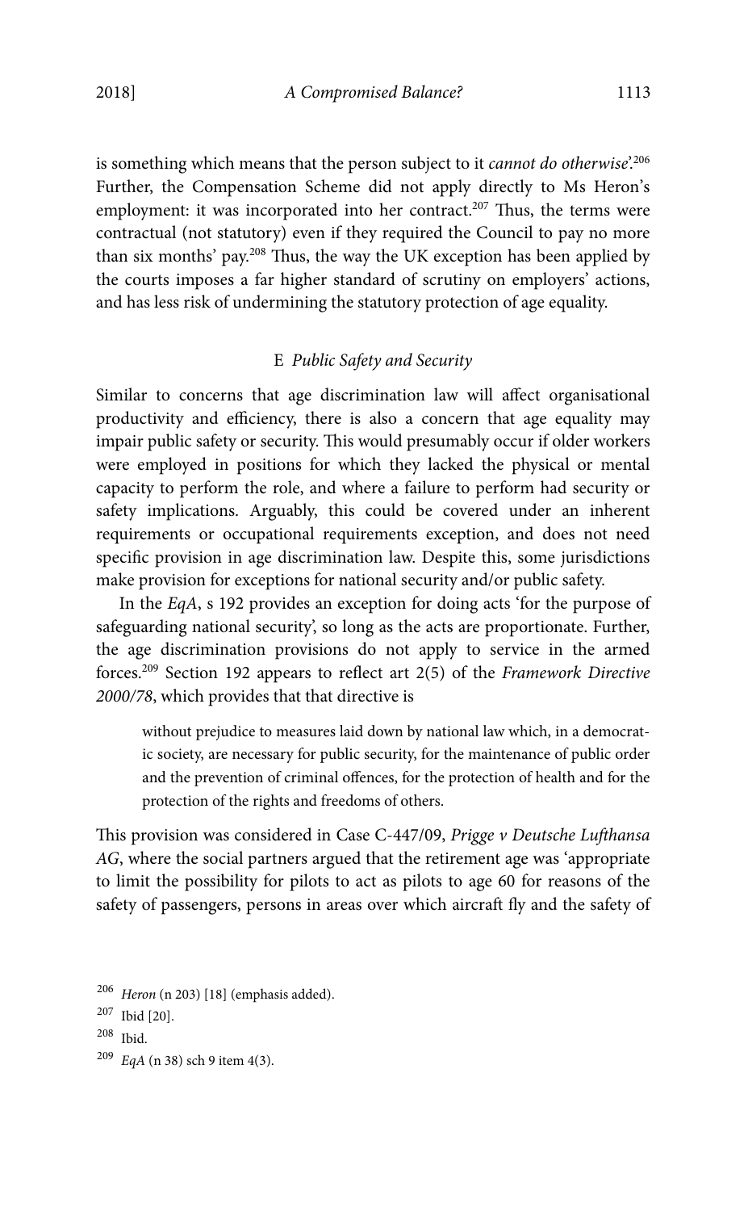is something which means that the person subject to it *cannot do otherwise*'.[206] Further, the Compensation Scheme did not apply directly to Ms Heron's employment: it was incorporated into her contract.[207] Thus, the terms were contractual (not statutory) even if they required the Council to pay no more than six months' pay.[208] Thus, the way the UK exception has been applied by the courts imposes a far higher standard of scrutiny on employers' actions, and has less risk of undermining the statutory protection of age equality.

### E *Public Safety and Security*

Similar to concerns that age discrimination law will affect organisational productivity and efficiency, there is also a concern that age equality may impair public safety or security. This would presumably occur if older workers were employed in positions for which they lacked the physical or mental capacity to perform the role, and where a failure to perform had security or safety implications. Arguably, this could be covered under an inherent requirements or occupational requirements exception, and does not need specific provision in age discrimination law. Despite this, some jurisdictions make provision for exceptions for national security and/or public safety.

In the *EqA*, s 192 provides an exception for doing acts 'for the purpose of safeguarding national security', so long as the acts are proportionate. Further, the age discrimination provisions do not apply to service in the armed forces.[209] Section 192 appears to reflect art 2(5) of the *Framework Directive 2000/78*, which provides that that directive is

> without prejudice to measures laid down by national law which, in a democratic society, are necessary for public security, for the maintenance of public order and the prevention of criminal offences, for the protection of health and for the protection of the rights and freedoms of others.

This provision was considered in Case C-447/09, *Prigge v Deutsche Lufthansa AG*, where the social partners argued that the retirement age was 'appropriate to limit the possibility for pilots to act as pilots to age 60 for reasons of the safety of passengers, persons in areas over which aircraft fly and the safety of

---

[206] *Heron* (n 203) [18] (emphasis added).

[207] Ibid [20].

[208] Ibid.

[209] *EqA* (n 38) sch 9 item 4(3).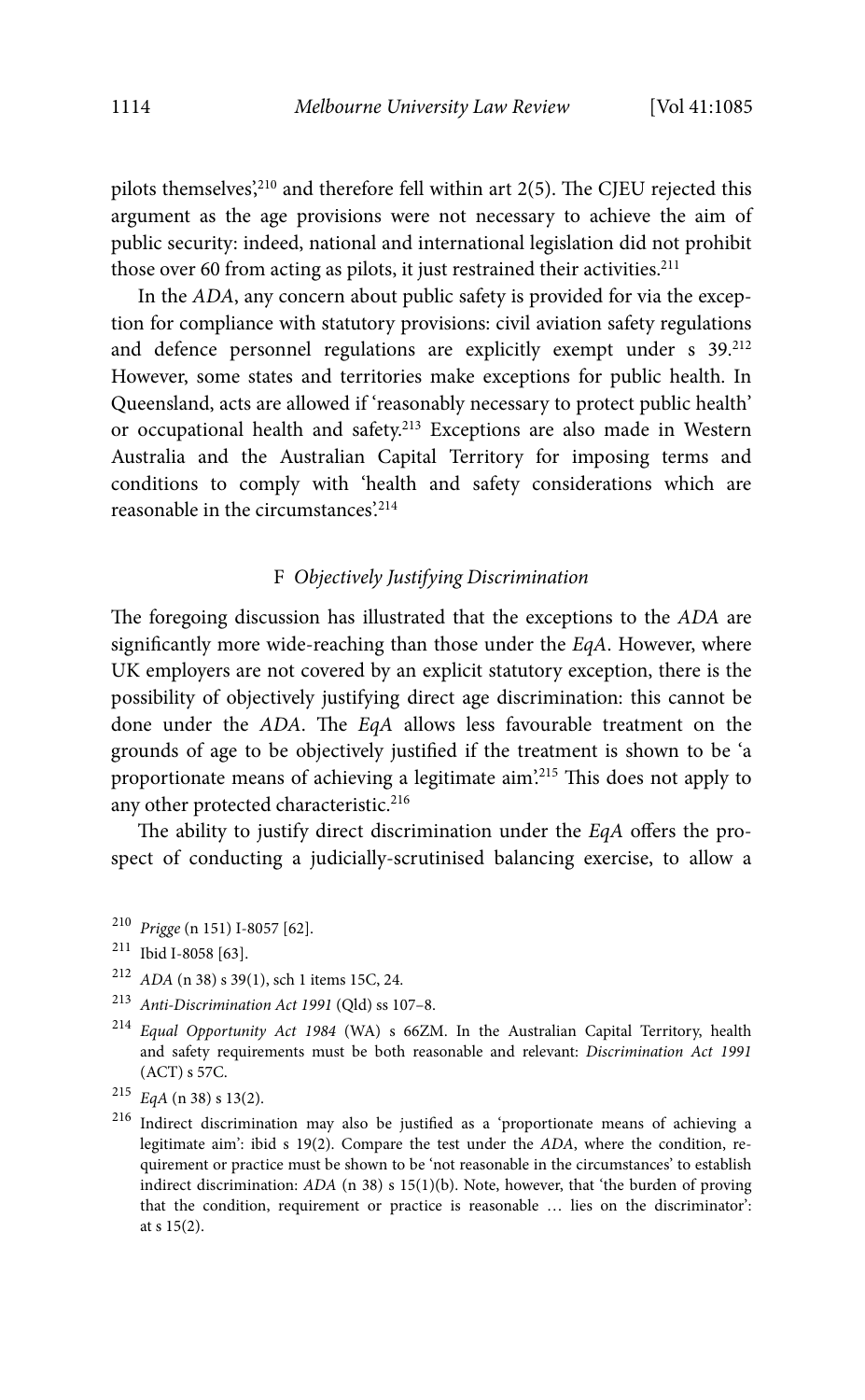pilots themselves',[210] and therefore fell within art 2(5). The CJEU rejected this argument as the age provisions were not necessary to achieve the aim of public security: indeed, national and international legislation did not prohibit those over 60 from acting as pilots, it just restrained their activities.[211]

In the *ADA*, any concern about public safety is provided for via the exception for compliance with statutory provisions: civil aviation safety regulations and defence personnel regulations are explicitly exempt under s 39.[212] However, some states and territories make exceptions for public health. In Queensland, acts are allowed if 'reasonably necessary to protect public health' or occupational health and safety.[213] Exceptions are also made in Western Australia and the Australian Capital Territory for imposing terms and conditions to comply with 'health and safety considerations which are reasonable in the circumstances'.[214]

### F *Objectively Justifying Discrimination*

The foregoing discussion has illustrated that the exceptions to the *ADA* are significantly more wide-reaching than those under the *EqA*. However, where UK employers are not covered by an explicit statutory exception, there is the possibility of objectively justifying direct age discrimination: this cannot be done under the *ADA*. The *EqA* allows less favourable treatment on the grounds of age to be objectively justified if the treatment is shown to be 'a proportionate means of achieving a legitimate aim'.[215] This does not apply to any other protected characteristic.[216]

The ability to justify direct discrimination under the *EqA* offers the prospect of conducting a judicially-scrutinised balancing exercise, to allow a

---

[210] *Prigge* (n 151) I-8057 [62].

[211] Ibid I-8058 [63].

[212] *ADA* (n 38) s 39(1), sch 1 items 15C, 24.

[213] *Anti-Discrimination Act 1991* (Qld) ss 107–8.

[214] *Equal Opportunity Act 1984* (WA) s 66ZM. In the Australian Capital Territory, health and safety requirements must be both reasonable and relevant: *Discrimination Act 1991* (ACT) s 57C.

[215] *EqA* (n 38) s 13(2).

[216] Indirect discrimination may also be justified as a 'proportionate means of achieving a legitimate aim': ibid s 19(2). Compare the test under the *ADA*, where the condition, requirement or practice must be shown to be 'not reasonable in the circumstances' to establish indirect discrimination: *ADA* (n 38) s 15(1)(b). Note, however, that 'the burden of proving that the condition, requirement or practice is reasonable … lies on the discriminator': at s 15(2).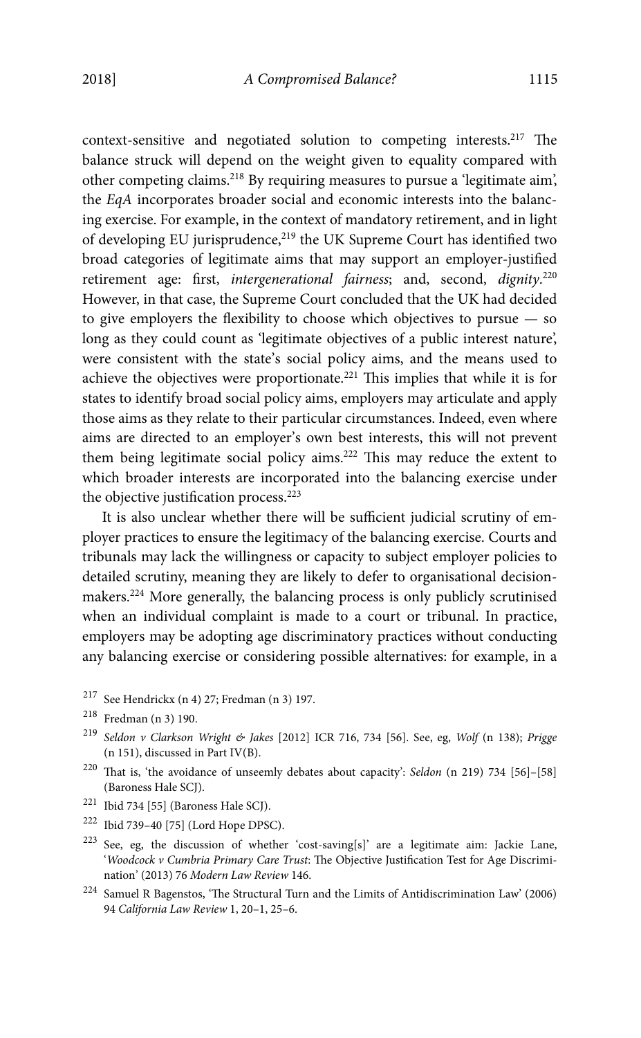context-sensitive and negotiated solution to competing interests.[217] The balance struck will depend on the weight given to equality compared with other competing claims.[218] By requiring measures to pursue a 'legitimate aim', the *EqA* incorporates broader social and economic interests into the balancing exercise. For example, in the context of mandatory retirement, and in light of developing EU jurisprudence,[219] the UK Supreme Court has identified two broad categories of legitimate aims that may support an employer-justified retirement age: first, *intergenerational fairness*; and, second, *dignity*.[220] However, in that case, the Supreme Court concluded that the UK had decided to give employers the flexibility to choose which objectives to pursue — so long as they could count as 'legitimate objectives of a public interest nature', were consistent with the state's social policy aims, and the means used to achieve the objectives were proportionate.[221] This implies that while it is for states to identify broad social policy aims, employers may articulate and apply those aims as they relate to their particular circumstances. Indeed, even where aims are directed to an employer's own best interests, this will not prevent them being legitimate social policy aims.[222] This may reduce the extent to which broader interests are incorporated into the balancing exercise under the objective justification process.[223]

It is also unclear whether there will be sufficient judicial scrutiny of employer practices to ensure the legitimacy of the balancing exercise. Courts and tribunals may lack the willingness or capacity to subject employer policies to detailed scrutiny, meaning they are likely to defer to organisational decision-makers.[224] More generally, the balancing process is only publicly scrutinised when an individual complaint is made to a court or tribunal. In practice, employers may be adopting age discriminatory practices without conducting any balancing exercise or considering possible alternatives: for example, in a

[217] See Hendrickx (n 4) 27; Fredman (n 3) 197.

[218] Fredman (n 3) 190.

[219] *Seldon v Clarkson Wright & Jakes* [2012] ICR 716, 734 [56]. See, eg, *Wolf* (n 138); *Prigge* (n 151), discussed in Part IV(B).

[220] That is, 'the avoidance of unseemly debates about capacity': *Seldon* (n 219) 734 [56]–[58] (Baroness Hale SCJ).

[221] Ibid 734 [55] (Baroness Hale SCJ).

[222] Ibid 739–40 [75] (Lord Hope DPSC).

[223] See, eg, the discussion of whether 'cost-saving[s]' are a legitimate aim: Jackie Lane, '*Woodcock v Cumbria Primary Care Trust*: The Objective Justification Test for Age Discrimination' (2013) 76 *Modern Law Review* 146.

[224] Samuel R Bagenstos, 'The Structural Turn and the Limits of Antidiscrimination Law' (2006) 94 *California Law Review* 1, 20–1, 25–6.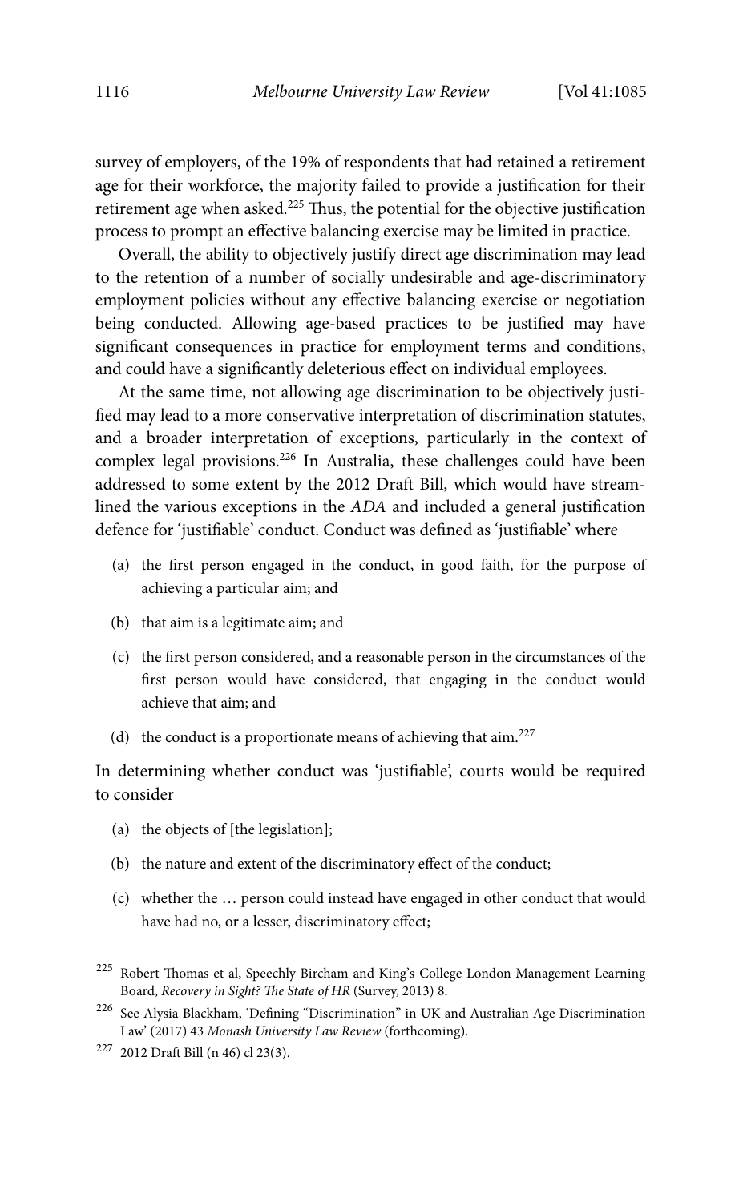survey of employers, of the 19% of respondents that had retained a retirement age for their workforce, the majority failed to provide a justification for their retirement age when asked.[225] Thus, the potential for the objective justification process to prompt an effective balancing exercise may be limited in practice.

Overall, the ability to objectively justify direct age discrimination may lead to the retention of a number of socially undesirable and age-discriminatory employment policies without any effective balancing exercise or negotiation being conducted. Allowing age-based practices to be justified may have significant consequences in practice for employment terms and conditions, and could have a significantly deleterious effect on individual employees.

At the same time, not allowing age discrimination to be objectively justified may lead to a more conservative interpretation of discrimination statutes, and a broader interpretation of exceptions, particularly in the context of complex legal provisions.[226] In Australia, these challenges could have been addressed to some extent by the 2012 Draft Bill, which would have streamlined the various exceptions in the *ADA* and included a general justification defence for 'justifiable' conduct. Conduct was defined as 'justifiable' where

> (a) the first person engaged in the conduct, in good faith, for the purpose of achieving a particular aim; and
>
> (b) that aim is a legitimate aim; and
>
> (c) the first person considered, and a reasonable person in the circumstances of the first person would have considered, that engaging in the conduct would achieve that aim; and
>
> (d) the conduct is a proportionate means of achieving that aim.[227]

In determining whether conduct was 'justifiable', courts would be required to consider

> (a) the objects of [the legislation];
>
> (b) the nature and extent of the discriminatory effect of the conduct;
>
> (c) whether the … person could instead have engaged in other conduct that would have had no, or a lesser, discriminatory effect;

---

[225] Robert Thomas et al, Speechly Bircham and King's College London Management Learning Board, *Recovery in Sight? The State of HR* (Survey, 2013) 8.

[226] See Alysia Blackham, 'Defining "Discrimination" in UK and Australian Age Discrimination Law' (2017) 43 *Monash University Law Review* (forthcoming).

[227] 2012 Draft Bill (n 46) cl 23(3).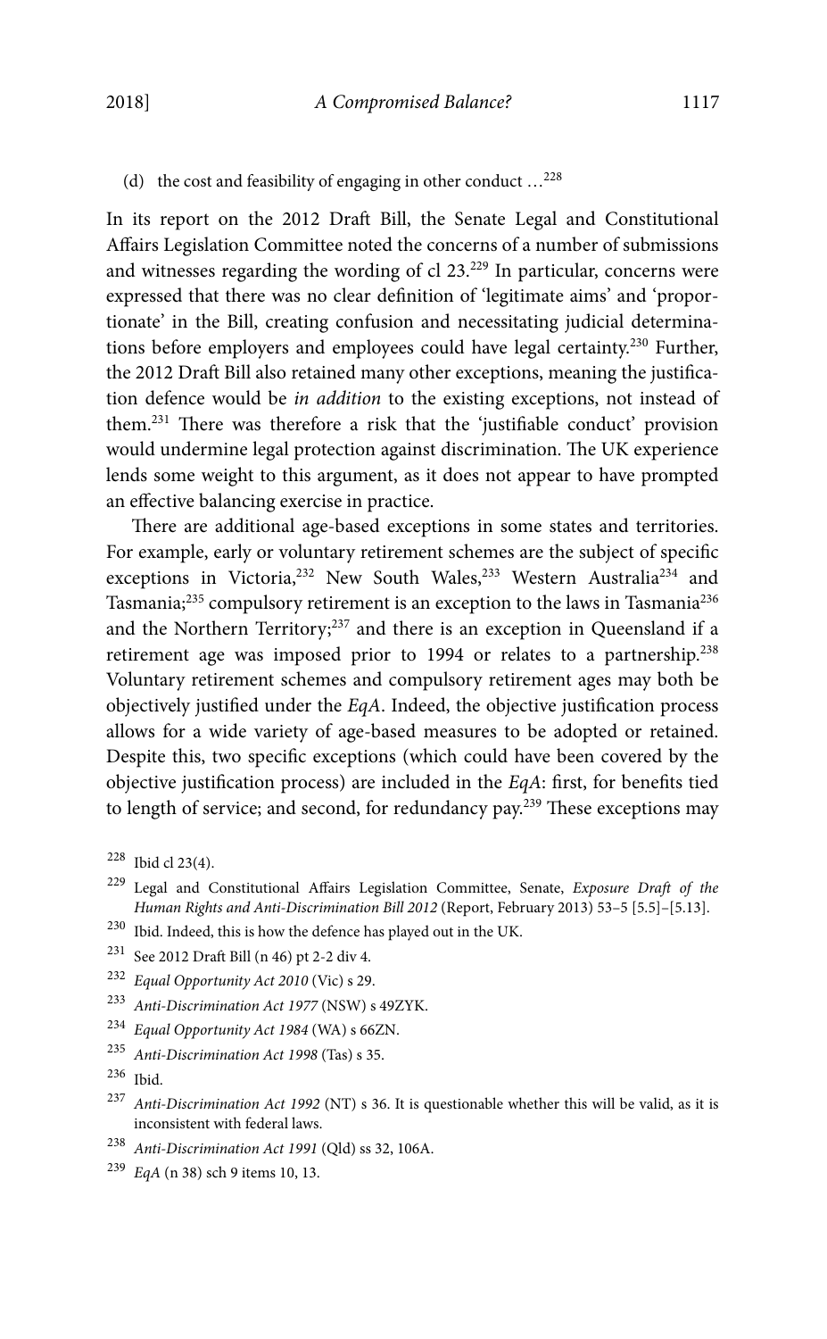(d) the cost and feasibility of engaging in other conduct …[228]

In its report on the 2012 Draft Bill, the Senate Legal and Constitutional Affairs Legislation Committee noted the concerns of a number of submissions and witnesses regarding the wording of cl 23.[229] In particular, concerns were expressed that there was no clear definition of 'legitimate aims' and 'proportionate' in the Bill, creating confusion and necessitating judicial determinations before employers and employees could have legal certainty.[230] Further, the 2012 Draft Bill also retained many other exceptions, meaning the justification defence would be *in addition* to the existing exceptions, not instead of them.[231] There was therefore a risk that the 'justifiable conduct' provision would undermine legal protection against discrimination. The UK experience lends some weight to this argument, as it does not appear to have prompted an effective balancing exercise in practice.

There are additional age-based exceptions in some states and territories. For example, early or voluntary retirement schemes are the subject of specific exceptions in Victoria,[232] New South Wales,[233] Western Australia[234] and Tasmania;[235] compulsory retirement is an exception to the laws in Tasmania[236] and the Northern Territory;[237] and there is an exception in Queensland if a retirement age was imposed prior to 1994 or relates to a partnership.[238] Voluntary retirement schemes and compulsory retirement ages may both be objectively justified under the *EqA*. Indeed, the objective justification process allows for a wide variety of age-based measures to be adopted or retained. Despite this, two specific exceptions (which could have been covered by the objective justification process) are included in the *EqA*: first, for benefits tied to length of service; and second, for redundancy pay.[239] These exceptions may

---

[228] Ibid cl 23(4).

[229] Legal and Constitutional Affairs Legislation Committee, Senate, *Exposure Draft of the Human Rights and Anti-Discrimination Bill 2012* (Report, February 2013) 53–5 [5.5]–[5.13].

[230] Ibid. Indeed, this is how the defence has played out in the UK.

[231] See 2012 Draft Bill (n 46) pt 2-2 div 4.

[232] *Equal Opportunity Act 2010* (Vic) s 29.

[233] *Anti-Discrimination Act 1977* (NSW) s 49ZYK.

[234] *Equal Opportunity Act 1984* (WA) s 66ZN.

[235] *Anti-Discrimination Act 1998* (Tas) s 35.

[236] Ibid.

[237] *Anti-Discrimination Act 1992* (NT) s 36. It is questionable whether this will be valid, as it is inconsistent with federal laws.

[238] *Anti-Discrimination Act 1991* (Qld) ss 32, 106A.

[239] *EqA* (n 38) sch 9 items 10, 13.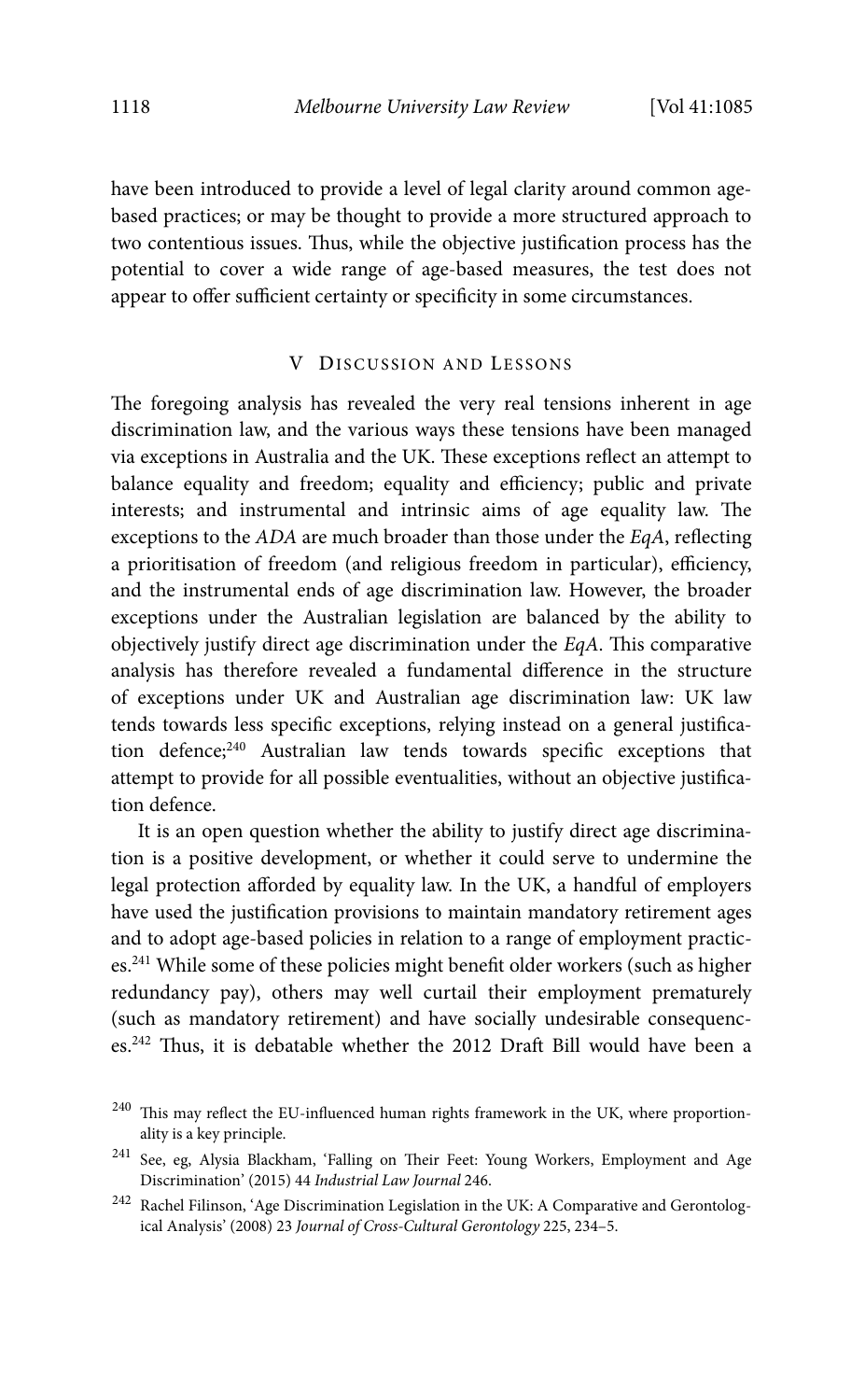have been introduced to provide a level of legal clarity around common age-based practices; or may be thought to provide a more structured approach to two contentious issues. Thus, while the objective justification process has the potential to cover a wide range of age-based measures, the test does not appear to offer sufficient certainty or specificity in some circumstances.

## V Discussion and Lessons

The foregoing analysis has revealed the very real tensions inherent in age discrimination law, and the various ways these tensions have been managed via exceptions in Australia and the UK. These exceptions reflect an attempt to balance equality and freedom; equality and efficiency; public and private interests; and instrumental and intrinsic aims of age equality law. The exceptions to the *ADA* are much broader than those under the *EqA*, reflecting a prioritisation of freedom (and religious freedom in particular), efficiency, and the instrumental ends of age discrimination law. However, the broader exceptions under the Australian legislation are balanced by the ability to objectively justify direct age discrimination under the *EqA*. This comparative analysis has therefore revealed a fundamental difference in the structure of exceptions under UK and Australian age discrimination law: UK law tends towards less specific exceptions, relying instead on a general justification defence;[240] Australian law tends towards specific exceptions that attempt to provide for all possible eventualities, without an objective justification defence.

It is an open question whether the ability to justify direct age discrimination is a positive development, or whether it could serve to undermine the legal protection afforded by equality law. In the UK, a handful of employers have used the justification provisions to maintain mandatory retirement ages and to adopt age-based policies in relation to a range of employment practices.[241] While some of these policies might benefit older workers (such as higher redundancy pay), others may well curtail their employment prematurely (such as mandatory retirement) and have socially undesirable consequences.[242] Thus, it is debatable whether the 2012 Draft Bill would have been a

---

[240] This may reflect the EU-influenced human rights framework in the UK, where proportionality is a key principle.

[241] See, eg, Alysia Blackham, 'Falling on Their Feet: Young Workers, Employment and Age Discrimination' (2015) 44 *Industrial Law Journal* 246.

[242] Rachel Filinson, 'Age Discrimination Legislation in the UK: A Comparative and Gerontological Analysis' (2008) 23 *Journal of Cross-Cultural Gerontology* 225, 234–5.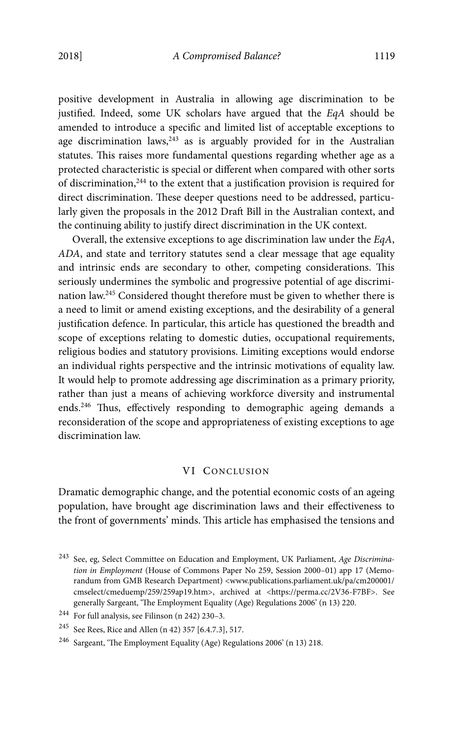positive development in Australia in allowing age discrimination to be justified. Indeed, some UK scholars have argued that the *EqA* should be amended to introduce a specific and limited list of acceptable exceptions to age discrimination laws,[243] as is arguably provided for in the Australian statutes. This raises more fundamental questions regarding whether age as a protected characteristic is special or different when compared with other sorts of discrimination,[244] to the extent that a justification provision is required for direct discrimination. These deeper questions need to be addressed, particularly given the proposals in the 2012 Draft Bill in the Australian context, and the continuing ability to justify direct discrimination in the UK context.

Overall, the extensive exceptions to age discrimination law under the *EqA*, *ADA*, and state and territory statutes send a clear message that age equality and intrinsic ends are secondary to other, competing considerations. This seriously undermines the symbolic and progressive potential of age discrimination law.[245] Considered thought therefore must be given to whether there is a need to limit or amend existing exceptions, and the desirability of a general justification defence. In particular, this article has questioned the breadth and scope of exceptions relating to domestic duties, occupational requirements, religious bodies and statutory provisions. Limiting exceptions would endorse an individual rights perspective and the intrinsic motivations of equality law. It would help to promote addressing age discrimination as a primary priority, rather than just a means of achieving workforce diversity and instrumental ends.[246] Thus, effectively responding to demographic ageing demands a reconsideration of the scope and appropriateness of existing exceptions to age discrimination law.

## VI Conclusion

Dramatic demographic change, and the potential economic costs of an ageing population, have brought age discrimination laws and their effectiveness to the front of governments' minds. This article has emphasised the tensions and

---

[243] See, eg, Select Committee on Education and Employment, UK Parliament, *Age Discrimination in Employment* (House of Commons Paper No 259, Session 2000–01) app 17 (Memorandum from GMB Research Department) <www.publications.parliament.uk/pa/cm200001/cmselect/cmeduemp/259/259ap19.htm>, archived at <https://perma.cc/2V36-F7BF>. See generally Sargeant, 'The Employment Equality (Age) Regulations 2006' (n 13) 220.

[244] For full analysis, see Filinson (n 242) 230–3.

[245] See Rees, Rice and Allen (n 42) 357 [6.4.7.3], 517.

[246] Sargeant, 'The Employment Equality (Age) Regulations 2006' (n 13) 218.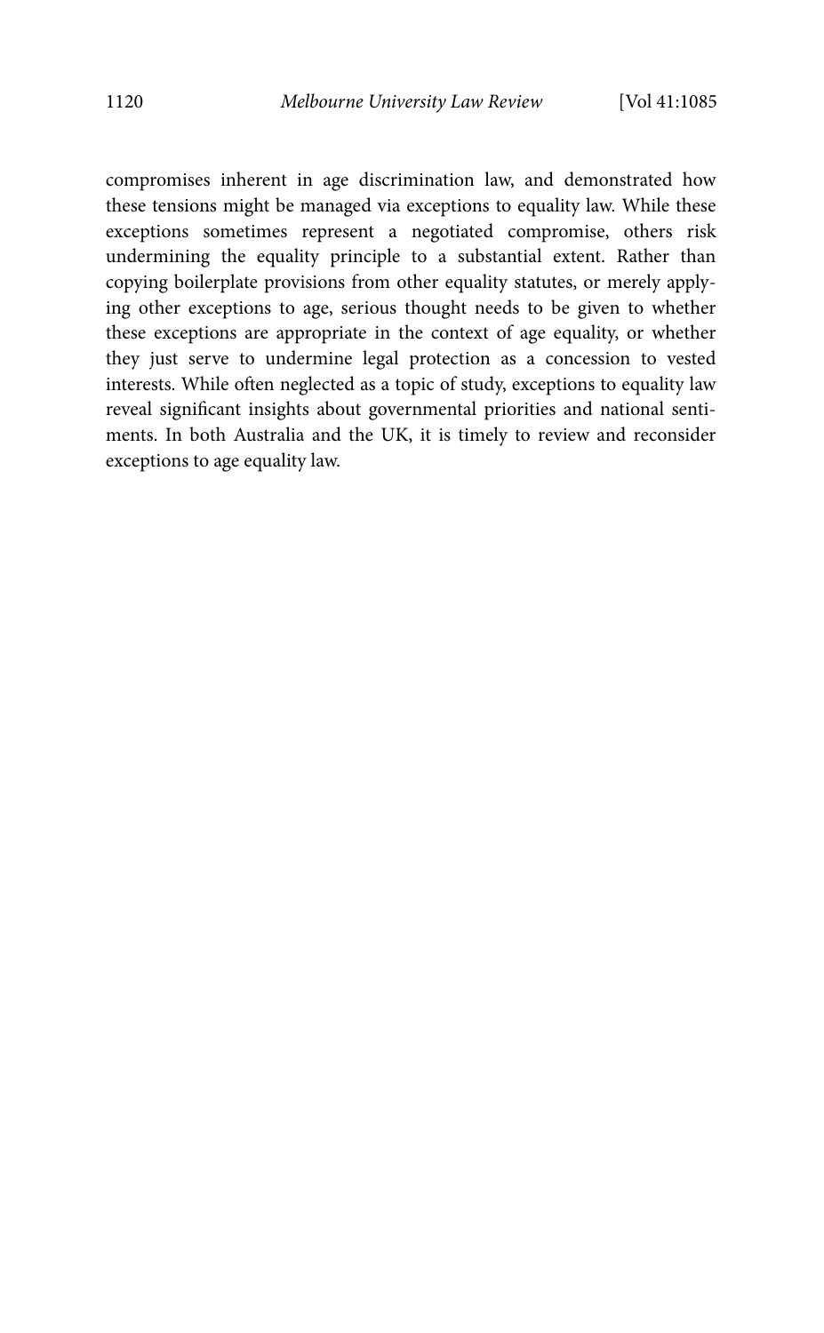compromises inherent in age discrimination law, and demonstrated how these tensions might be managed via exceptions to equality law. While these exceptions sometimes represent a negotiated compromise, others risk undermining the equality principle to a substantial extent. Rather than copying boilerplate provisions from other equality statutes, or merely applying other exceptions to age, serious thought needs to be given to whether these exceptions are appropriate in the context of age equality, or whether they just serve to undermine legal protection as a concession to vested interests. While often neglected as a topic of study, exceptions to equality law reveal significant insights about governmental priorities and national sentiments. In both Australia and the UK, it is timely to review and reconsider exceptions to age equality law.